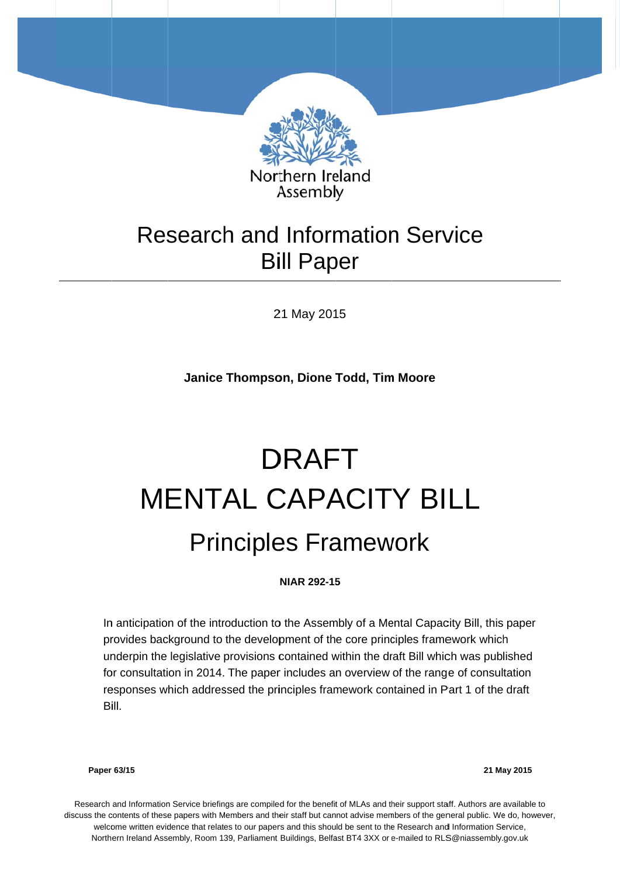Northern Ireland Assembly

# Research and Information Service Bill Paper

21 May 2015

**Janice Thompson, Dione Todd, Tim Moore**

# DRAFT MENTAL CAPACITY BILL

## Principles Framework

**NIAR 292-15**

In anticipation of the introduction to the Assembly of a Mental Capacity Bill, this paper provides background to the development of the core principles framework which underpin the legislative provisions contained within the draft Bill which was published for consultation in 2014. The paper includes an overview of the range of consultation responses which addressed the principles framework contained in Part 1 of the draft Bill.

**Paper 63/15** **21 May 2015**

Research and Information Service briefings are compiled for the benefit of MLAs and their support staff. Authors are available to discuss the contents of these papers with Members and their staff but cannot advise members of the general public. We do, however, welcome written evidence that relates to our papers and this should be sent to the Research and Information Service, Northern Ireland Assembly, Room 139, Parliament Buildings, Belfast BT4 3XX or e-mailed to RLS@niassembly.gov.uk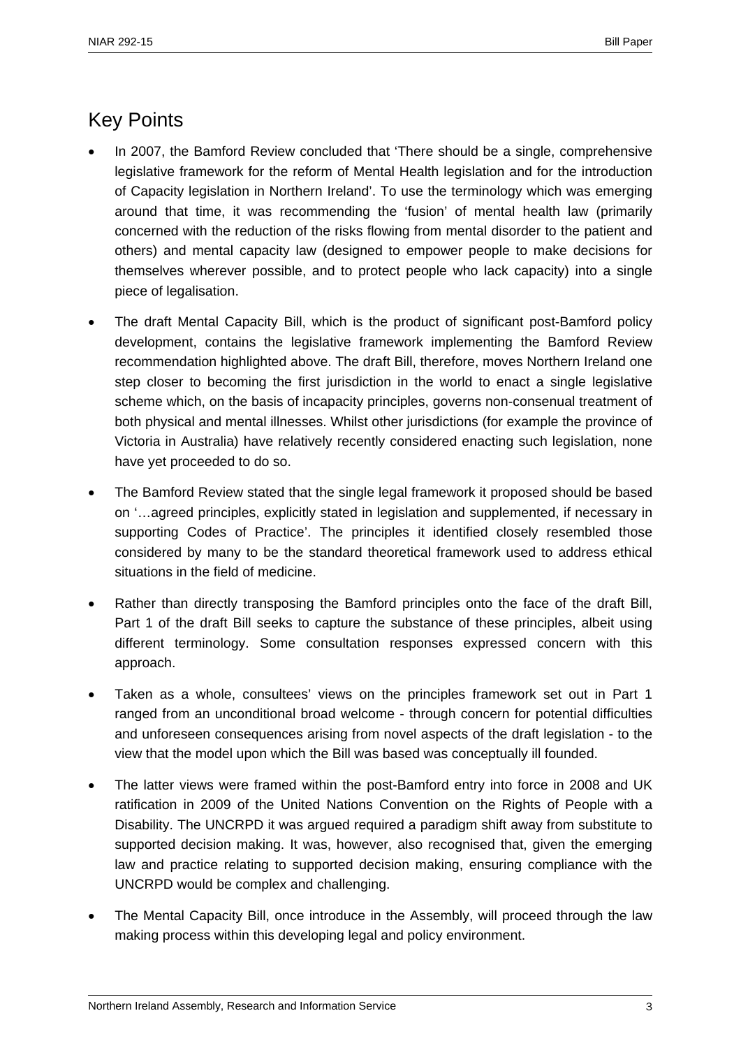## Key Points

- In 2007, the Bamford Review concluded that 'There should be a single, comprehensive legislative framework for the reform of Mental Health legislation and for the introduction of Capacity legislation in Northern Ireland'. To use the terminology which was emerging around that time, it was recommending the 'fusion' of mental health law (primarily concerned with the reduction of the risks flowing from mental disorder to the patient and others) and mental capacity law (designed to empower people to make decisions for themselves wherever possible, and to protect people who lack capacity) into a single piece of legalisation.
- The draft Mental Capacity Bill, which is the product of significant post-Bamford policy development, contains the legislative framework implementing the Bamford Review recommendation highlighted above. The draft Bill, therefore, moves Northern Ireland one step closer to becoming the first jurisdiction in the world to enact a single legislative scheme which, on the basis of incapacity principles, governs non-consenual treatment of both physical and mental illnesses. Whilst other jurisdictions (for example the province of Victoria in Australia) have relatively recently considered enacting such legislation, none have yet proceeded to do so.
- The Bamford Review stated that the single legal framework it proposed should be based on '…agreed principles, explicitly stated in legislation and supplemented, if necessary in supporting Codes of Practice'. The principles it identified closely resembled those considered by many to be the standard theoretical framework used to address ethical situations in the field of medicine.
- Rather than directly transposing the Bamford principles onto the face of the draft Bill, Part 1 of the draft Bill seeks to capture the substance of these principles, albeit using different terminology. Some consultation responses expressed concern with this approach.
- Taken as a whole, consultees' views on the principles framework set out in Part 1 ranged from an unconditional broad welcome - through concern for potential difficulties and unforeseen consequences arising from novel aspects of the draft legislation - to the view that the model upon which the Bill was based was conceptually ill founded.
- The latter views were framed within the post-Bamford entry into force in 2008 and UK ratification in 2009 of the United Nations Convention on the Rights of People with a Disability. The UNCRPD it was argued required a paradigm shift away from substitute to supported decision making. It was, however, also recognised that, given the emerging law and practice relating to supported decision making, ensuring compliance with the UNCRPD would be complex and challenging.
- The Mental Capacity Bill, once introduce in the Assembly, will proceed through the law making process within this developing legal and policy environment.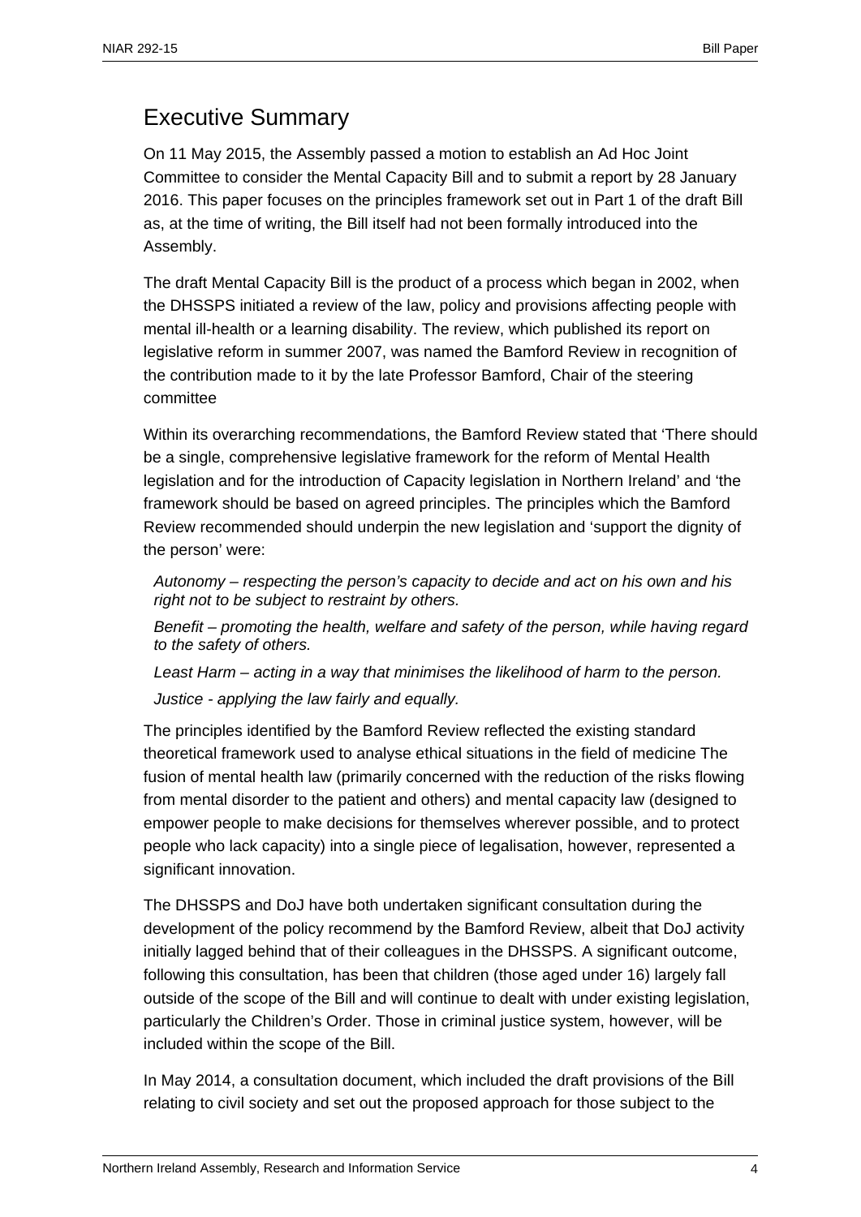## Executive Summary

On 11 May 2015, the Assembly passed a motion to establish an Ad Hoc Joint Committee to consider the Mental Capacity Bill and to submit a report by 28 January 2016. This paper focuses on the principles framework set out in Part 1 of the draft Bill as, at the time of writing, the Bill itself had not been formally introduced into the Assembly.

The draft Mental Capacity Bill is the product of a process which began in 2002, when the DHSSPS initiated a review of the law, policy and provisions affecting people with mental ill-health or a learning disability. The review, which published its report on legislative reform in summer 2007, was named the Bamford Review in recognition of the contribution made to it by the late Professor Bamford, Chair of the steering committee

Within its overarching recommendations, the Bamford Review stated that 'There should be a single, comprehensive legislative framework for the reform of Mental Health legislation and for the introduction of Capacity legislation in Northern Ireland' and 'the framework should be based on agreed principles. The principles which the Bamford Review recommended should underpin the new legislation and 'support the dignity of the person' were:

> *Autonomy – respecting the person's capacity to decide and act on his own and his right not to be subject to restraint by others.*
>
> *Benefit – promoting the health, welfare and safety of the person, while having regard to the safety of others.*
>
> *Least Harm – acting in a way that minimises the likelihood of harm to the person.*
>
> *Justice - applying the law fairly and equally.*

The principles identified by the Bamford Review reflected the existing standard theoretical framework used to analyse ethical situations in the field of medicine The fusion of mental health law (primarily concerned with the reduction of the risks flowing from mental disorder to the patient and others) and mental capacity law (designed to empower people to make decisions for themselves wherever possible, and to protect people who lack capacity) into a single piece of legalisation, however, represented a significant innovation.

The DHSSPS and DoJ have both undertaken significant consultation during the development of the policy recommend by the Bamford Review, albeit that DoJ activity initially lagged behind that of their colleagues in the DHSSPS. A significant outcome, following this consultation, has been that children (those aged under 16) largely fall outside of the scope of the Bill and will continue to dealt with under existing legislation, particularly the Children's Order. Those in criminal justice system, however, will be included within the scope of the Bill.

In May 2014, a consultation document, which included the draft provisions of the Bill relating to civil society and set out the proposed approach for those subject to the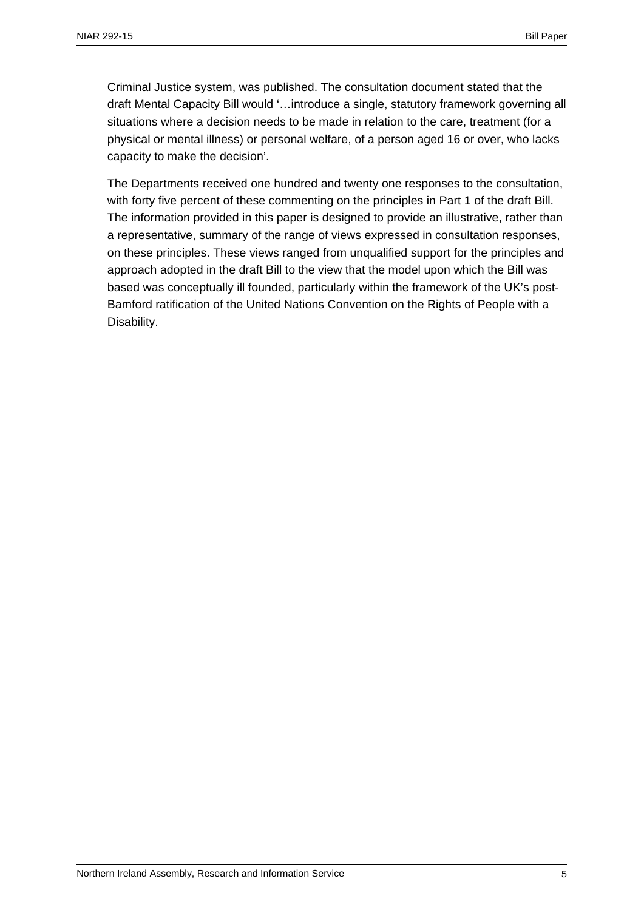Criminal Justice system, was published. The consultation document stated that the draft Mental Capacity Bill would '…introduce a single, statutory framework governing all situations where a decision needs to be made in relation to the care, treatment (for a physical or mental illness) or personal welfare, of a person aged 16 or over, who lacks capacity to make the decision'.

The Departments received one hundred and twenty one responses to the consultation, with forty five percent of these commenting on the principles in Part 1 of the draft Bill. The information provided in this paper is designed to provide an illustrative, rather than a representative, summary of the range of views expressed in consultation responses, on these principles. These views ranged from unqualified support for the principles and approach adopted in the draft Bill to the view that the model upon which the Bill was based was conceptually ill founded, particularly within the framework of the UK's post-Bamford ratification of the United Nations Convention on the Rights of People with a Disability.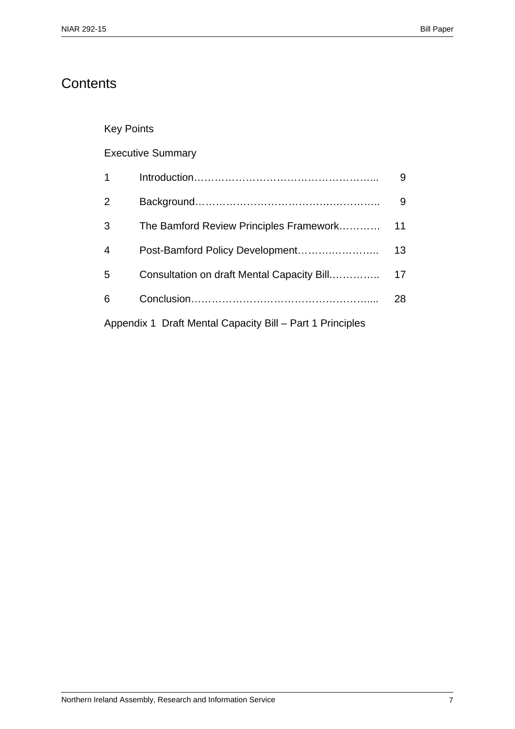# Contents

Key Points

Executive Summary

| | | |
|---|---|---|
| 1 | Introduction……………………………………………... | 9 |
| 2 | Background…………………………………………….. | 9 |
| 3 | The Bamford Review Principles Framework………… | 11 |
| 4 | Post-Bamford Policy Development………………….. | 13 |
| 5 | Consultation on draft Mental Capacity Bill………….. | 17 |
| 6 | Conclusion……………………………………………..... | 28 |

Appendix 1 Draft Mental Capacity Bill – Part 1 Principles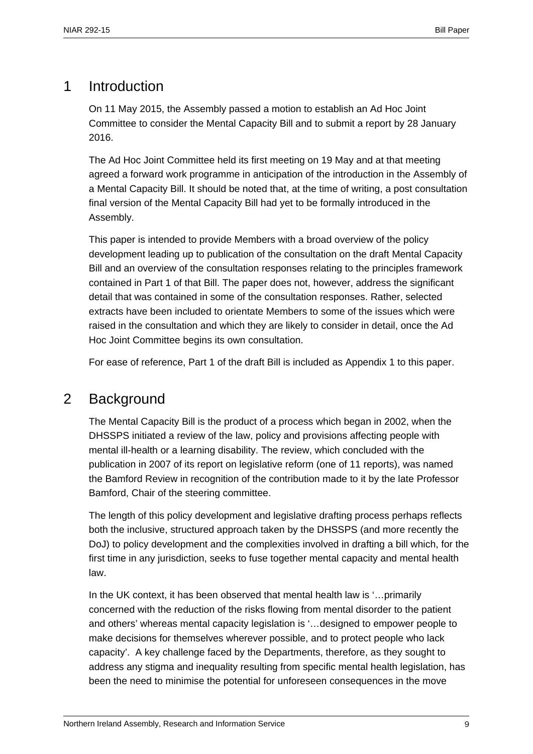## 1 Introduction

On 11 May 2015, the Assembly passed a motion to establish an Ad Hoc Joint Committee to consider the Mental Capacity Bill and to submit a report by 28 January 2016.

The Ad Hoc Joint Committee held its first meeting on 19 May and at that meeting agreed a forward work programme in anticipation of the introduction in the Assembly of a Mental Capacity Bill. It should be noted that, at the time of writing, a post consultation final version of the Mental Capacity Bill had yet to be formally introduced in the Assembly.

This paper is intended to provide Members with a broad overview of the policy development leading up to publication of the consultation on the draft Mental Capacity Bill and an overview of the consultation responses relating to the principles framework contained in Part 1 of that Bill. The paper does not, however, address the significant detail that was contained in some of the consultation responses. Rather, selected extracts have been included to orientate Members to some of the issues which were raised in the consultation and which they are likely to consider in detail, once the Ad Hoc Joint Committee begins its own consultation.

For ease of reference, Part 1 of the draft Bill is included as Appendix 1 to this paper.

## 2 Background

The Mental Capacity Bill is the product of a process which began in 2002, when the DHSSPS initiated a review of the law, policy and provisions affecting people with mental ill-health or a learning disability. The review, which concluded with the publication in 2007 of its report on legislative reform (one of 11 reports), was named the Bamford Review in recognition of the contribution made to it by the late Professor Bamford, Chair of the steering committee.

The length of this policy development and legislative drafting process perhaps reflects both the inclusive, structured approach taken by the DHSSPS (and more recently the DoJ) to policy development and the complexities involved in drafting a bill which, for the first time in any jurisdiction, seeks to fuse together mental capacity and mental health law.

In the UK context, it has been observed that mental health law is '…primarily concerned with the reduction of the risks flowing from mental disorder to the patient and others' whereas mental capacity legislation is '…designed to empower people to make decisions for themselves wherever possible, and to protect people who lack capacity'. A key challenge faced by the Departments, therefore, as they sought to address any stigma and inequality resulting from specific mental health legislation, has been the need to minimise the potential for unforeseen consequences in the move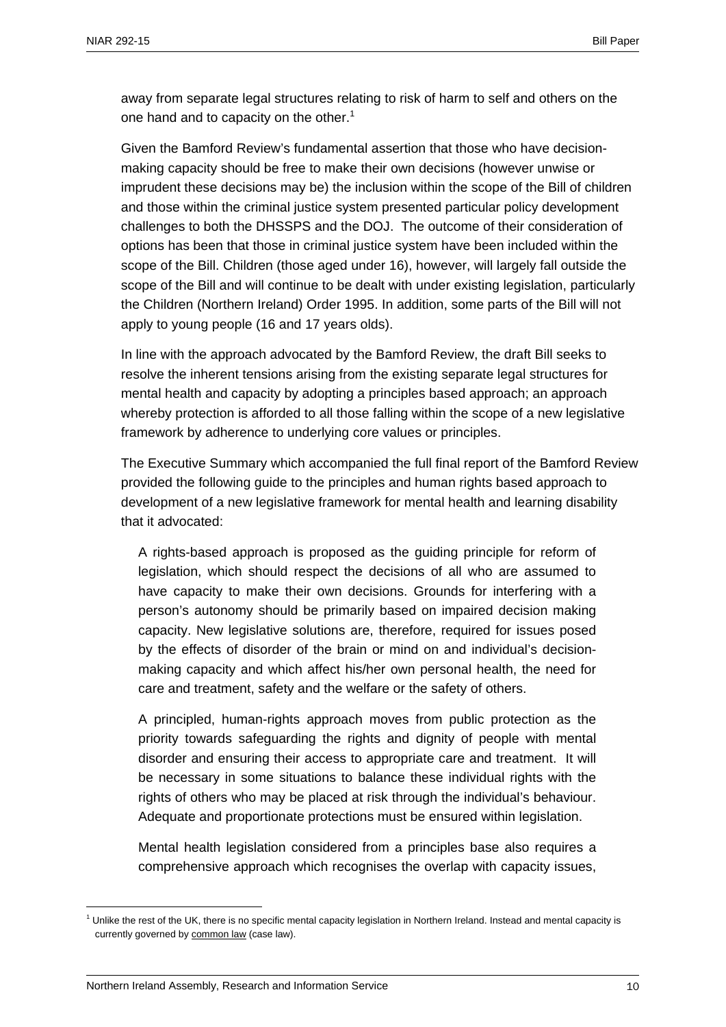away from separate legal structures relating to risk of harm to self and others on the one hand and to capacity on the other.[1]

Given the Bamford Review's fundamental assertion that those who have decision-making capacity should be free to make their own decisions (however unwise or imprudent these decisions may be) the inclusion within the scope of the Bill of children and those within the criminal justice system presented particular policy development challenges to both the DHSSPS and the DOJ. The outcome of their consideration of options has been that those in criminal justice system have been included within the scope of the Bill. Children (those aged under 16), however, will largely fall outside the scope of the Bill and will continue to be dealt with under existing legislation, particularly the Children (Northern Ireland) Order 1995. In addition, some parts of the Bill will not apply to young people (16 and 17 years olds).

In line with the approach advocated by the Bamford Review, the draft Bill seeks to resolve the inherent tensions arising from the existing separate legal structures for mental health and capacity by adopting a principles based approach; an approach whereby protection is afforded to all those falling within the scope of a new legislative framework by adherence to underlying core values or principles.

The Executive Summary which accompanied the full final report of the Bamford Review provided the following guide to the principles and human rights based approach to development of a new legislative framework for mental health and learning disability that it advocated:

> A rights-based approach is proposed as the guiding principle for reform of legislation, which should respect the decisions of all who are assumed to have capacity to make their own decisions. Grounds for interfering with a person's autonomy should be primarily based on impaired decision making capacity. New legislative solutions are, therefore, required for issues posed by the effects of disorder of the brain or mind on and individual's decision-making capacity and which affect his/her own personal health, the need for care and treatment, safety and the welfare or the safety of others.
>
> A principled, human-rights approach moves from public protection as the priority towards safeguarding the rights and dignity of people with mental disorder and ensuring their access to appropriate care and treatment. It will be necessary in some situations to balance these individual rights with the rights of others who may be placed at risk through the individual's behaviour. Adequate and proportionate protections must be ensured within legislation.
>
> Mental health legislation considered from a principles base also requires a comprehensive approach which recognises the overlap with capacity issues,

[1] Unlike the rest of the UK, there is no specific mental capacity legislation in Northern Ireland. Instead and mental capacity is currently governed by common law (case law).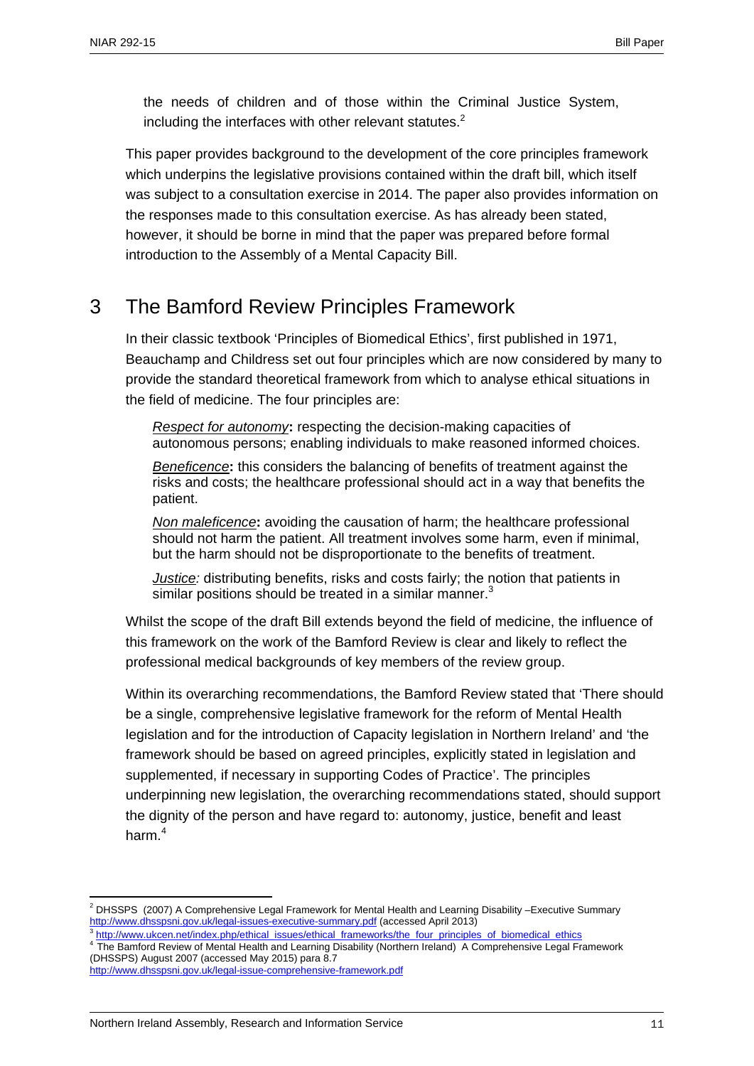the needs of children and of those within the Criminal Justice System, including the interfaces with other relevant statutes.[2]

This paper provides background to the development of the core principles framework which underpins the legislative provisions contained within the draft bill, which itself was subject to a consultation exercise in 2014. The paper also provides information on the responses made to this consultation exercise. As has already been stated, however, it should be borne in mind that the paper was prepared before formal introduction to the Assembly of a Mental Capacity Bill.

## 3 The Bamford Review Principles Framework

In their classic textbook 'Principles of Biomedical Ethics', first published in 1971, Beauchamp and Childress set out four principles which are now considered by many to provide the standard theoretical framework from which to analyse ethical situations in the field of medicine. The four principles are:

*Respect for autonomy*: respecting the decision-making capacities of autonomous persons; enabling individuals to make reasoned informed choices.

*Beneficence*: this considers the balancing of benefits of treatment against the risks and costs; the healthcare professional should act in a way that benefits the patient.

*Non maleficence*: avoiding the causation of harm; the healthcare professional should not harm the patient. All treatment involves some harm, even if minimal, but the harm should not be disproportionate to the benefits of treatment.

*Justice:* distributing benefits, risks and costs fairly; the notion that patients in similar positions should be treated in a similar manner.[3]

Whilst the scope of the draft Bill extends beyond the field of medicine, the influence of this framework on the work of the Bamford Review is clear and likely to reflect the professional medical backgrounds of key members of the review group.

Within its overarching recommendations, the Bamford Review stated that 'There should be a single, comprehensive legislative framework for the reform of Mental Health legislation and for the introduction of Capacity legislation in Northern Ireland' and 'the framework should be based on agreed principles, explicitly stated in legislation and supplemented, if necessary in supporting Codes of Practice'. The principles underpinning new legislation, the overarching recommendations stated, should support the dignity of the person and have regard to: autonomy, justice, benefit and least harm.[4]

---

[2] DHSSPS (2007) A Comprehensive Legal Framework for Mental Health and Learning Disability –Executive Summary http://www.dhsspsni.gov.uk/legal-issues-executive-summary.pdf (accessed April 2013)

[3] http://www.ukcen.net/index.php/ethical_issues/ethical_frameworks/the_four_principles_of_biomedical_ethics

[4] The Bamford Review of Mental Health and Learning Disability (Northern Ireland) A Comprehensive Legal Framework (DHSSPS) August 2007 (accessed May 2015) para 8.7 http://www.dhsspsni.gov.uk/legal-issue-comprehensive-framework.pdf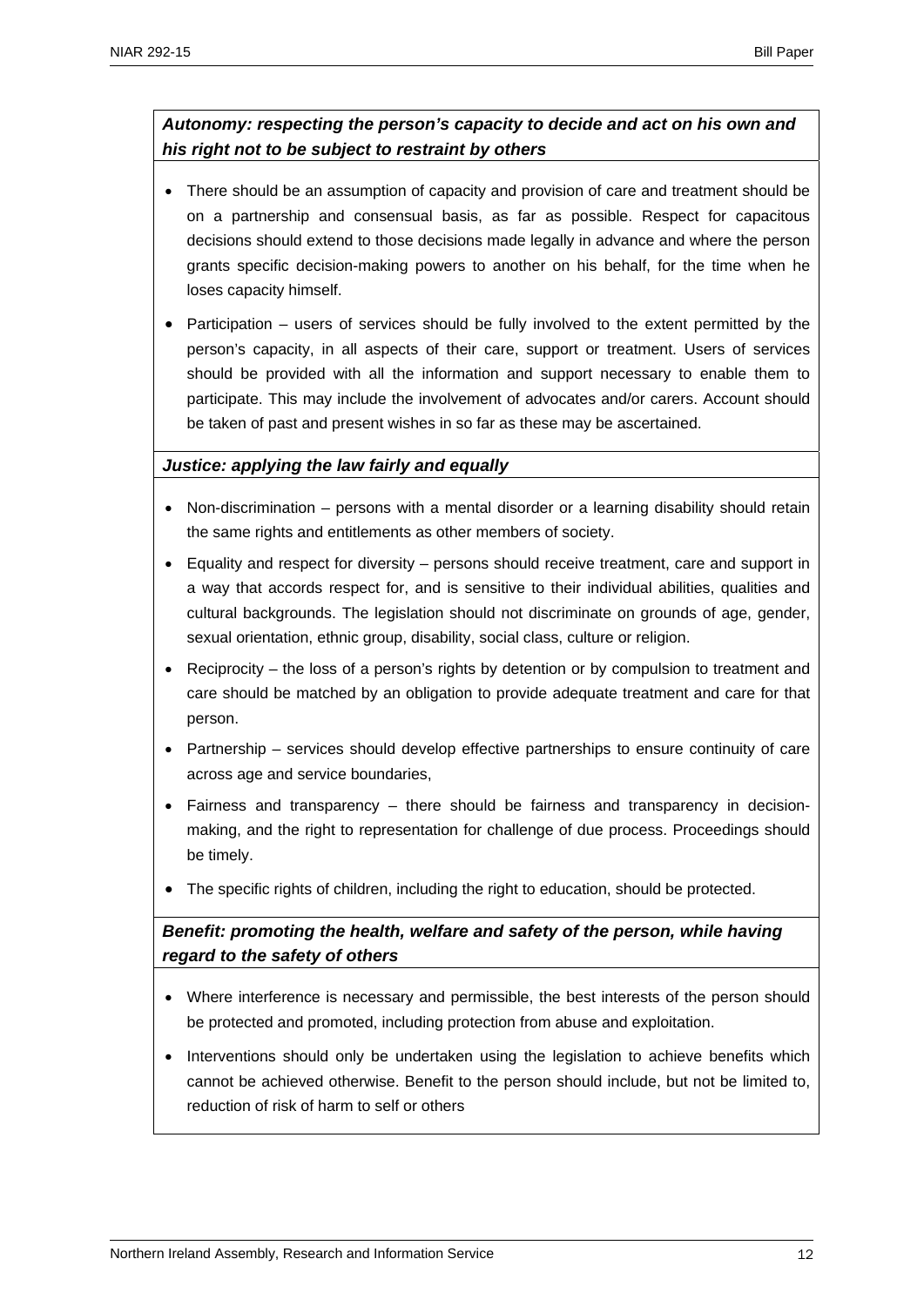***Autonomy: respecting the person's capacity to decide and act on his own and his right not to be subject to restraint by others***

- There should be an assumption of capacity and provision of care and treatment should be on a partnership and consensual basis, as far as possible. Respect for capacitous decisions should extend to those decisions made legally in advance and where the person grants specific decision-making powers to another on his behalf, for the time when he loses capacity himself.
- Participation – users of services should be fully involved to the extent permitted by the person's capacity, in all aspects of their care, support or treatment. Users of services should be provided with all the information and support necessary to enable them to participate. This may include the involvement of advocates and/or carers. Account should be taken of past and present wishes in so far as these may be ascertained.

***Justice: applying the law fairly and equally***

- Non-discrimination – persons with a mental disorder or a learning disability should retain the same rights and entitlements as other members of society.
- Equality and respect for diversity – persons should receive treatment, care and support in a way that accords respect for, and is sensitive to their individual abilities, qualities and cultural backgrounds. The legislation should not discriminate on grounds of age, gender, sexual orientation, ethnic group, disability, social class, culture or religion.
- Reciprocity – the loss of a person's rights by detention or by compulsion to treatment and care should be matched by an obligation to provide adequate treatment and care for that person.
- Partnership – services should develop effective partnerships to ensure continuity of care across age and service boundaries,
- Fairness and transparency – there should be fairness and transparency in decision-making, and the right to representation for challenge of due process. Proceedings should be timely.
- The specific rights of children, including the right to education, should be protected.

***Benefit: promoting the health, welfare and safety of the person, while having regard to the safety of others***

- Where interference is necessary and permissible, the best interests of the person should be protected and promoted, including protection from abuse and exploitation.
- Interventions should only be undertaken using the legislation to achieve benefits which cannot be achieved otherwise. Benefit to the person should include, but not be limited to, reduction of risk of harm to self or others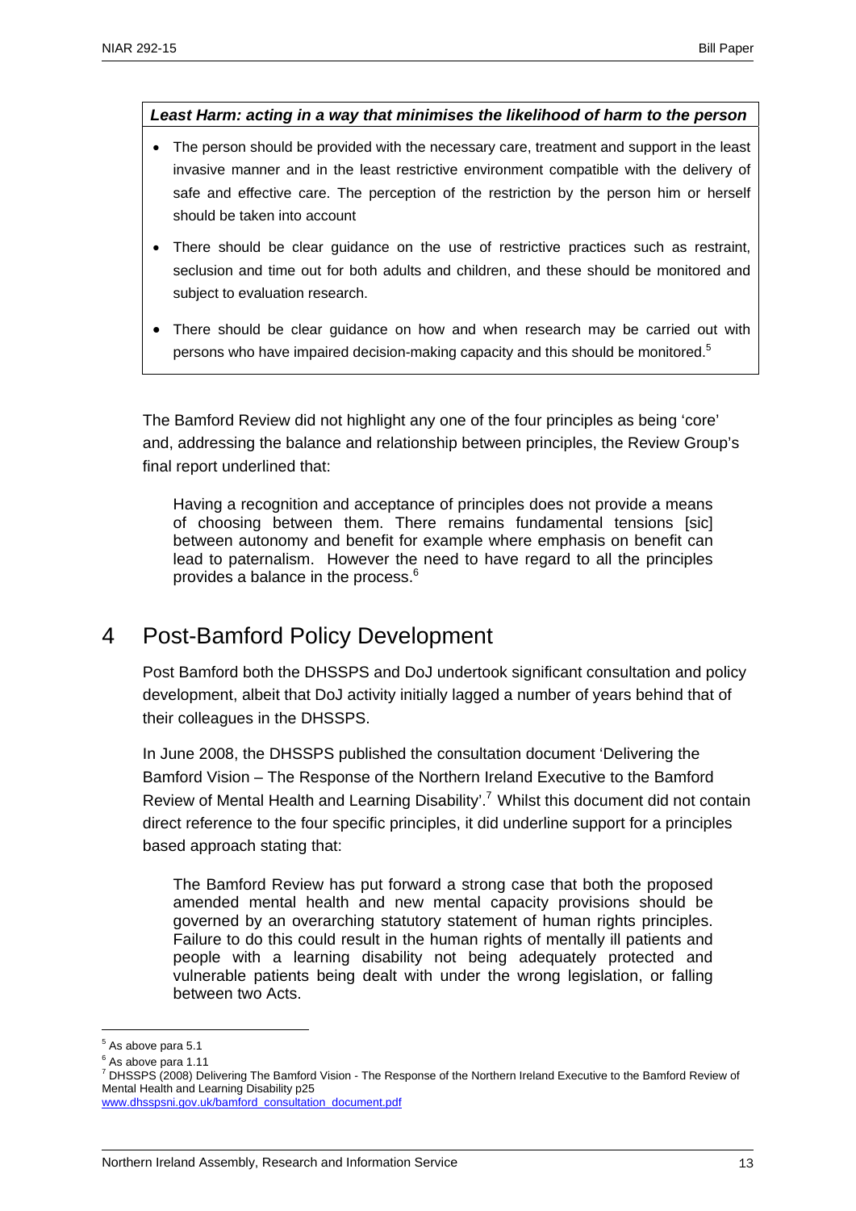***Least Harm: acting in a way that minimises the likelihood of harm to the person***

- The person should be provided with the necessary care, treatment and support in the least invasive manner and in the least restrictive environment compatible with the delivery of safe and effective care. The perception of the restriction by the person him or herself should be taken into account
- There should be clear guidance on the use of restrictive practices such as restraint, seclusion and time out for both adults and children, and these should be monitored and subject to evaluation research.
- There should be clear guidance on how and when research may be carried out with persons who have impaired decision-making capacity and this should be monitored.[5]

The Bamford Review did not highlight any one of the four principles as being 'core' and, addressing the balance and relationship between principles, the Review Group's final report underlined that:

> Having a recognition and acceptance of principles does not provide a means of choosing between them. There remains fundamental tensions [sic] between autonomy and benefit for example where emphasis on benefit can lead to paternalism. However the need to have regard to all the principles provides a balance in the process.[6]

# 4 Post-Bamford Policy Development

Post Bamford both the DHSSPS and DoJ undertook significant consultation and policy development, albeit that DoJ activity initially lagged a number of years behind that of their colleagues in the DHSSPS.

In June 2008, the DHSSPS published the consultation document 'Delivering the Bamford Vision – The Response of the Northern Ireland Executive to the Bamford Review of Mental Health and Learning Disability'.[7] Whilst this document did not contain direct reference to the four specific principles, it did underline support for a principles based approach stating that:

> The Bamford Review has put forward a strong case that both the proposed amended mental health and new mental capacity provisions should be governed by an overarching statutory statement of human rights principles. Failure to do this could result in the human rights of mentally ill patients and people with a learning disability not being adequately protected and vulnerable patients being dealt with under the wrong legislation, or falling between two Acts.

---

[5] As above para 5.1

[6] As above para 1.11

[7] DHSSPS (2008) Delivering The Bamford Vision - The Response of the Northern Ireland Executive to the Bamford Review of Mental Health and Learning Disability p25 www.dhsspsni.gov.uk/bamford_consultation_document.pdf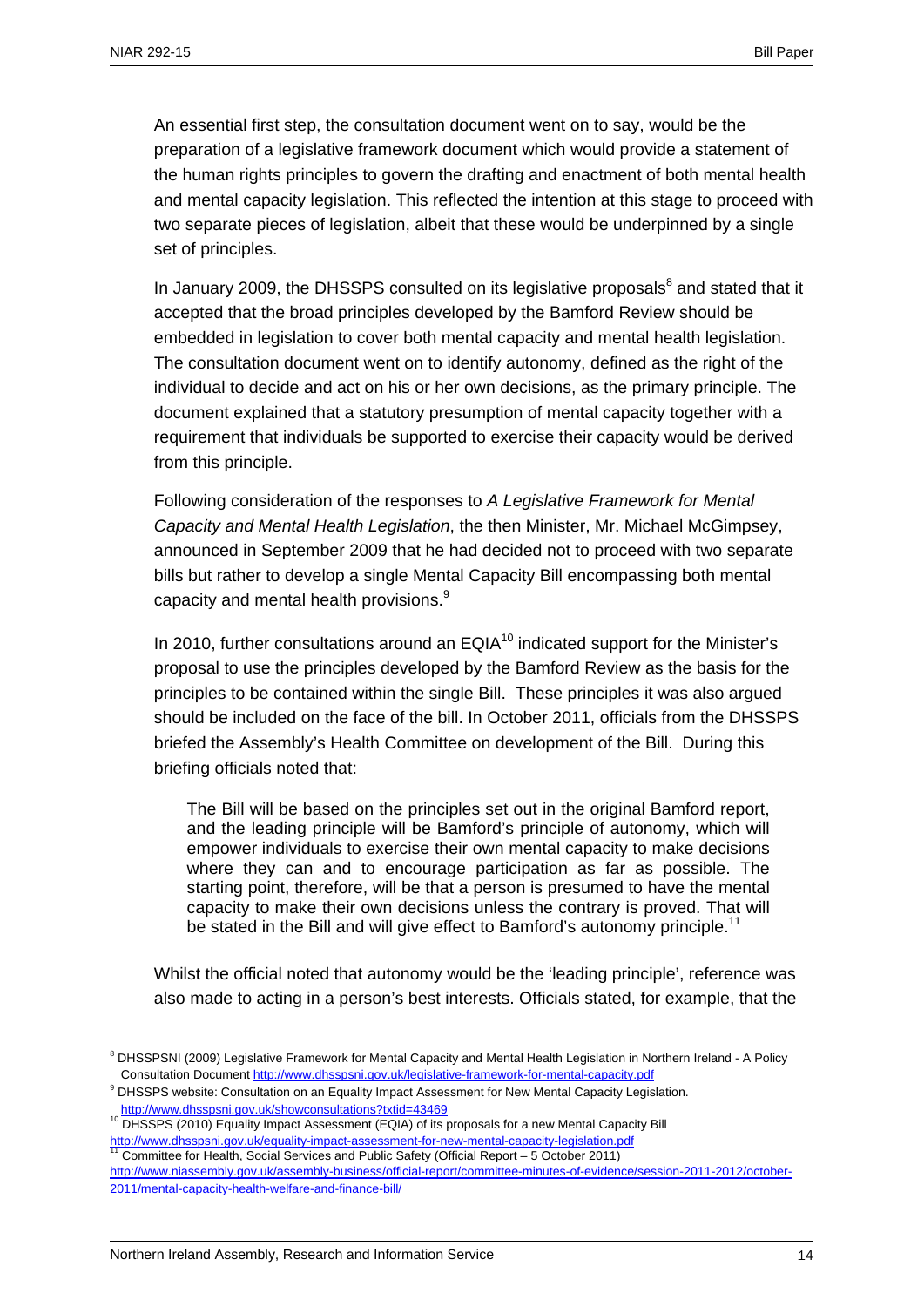An essential first step, the consultation document went on to say, would be the preparation of a legislative framework document which would provide a statement of the human rights principles to govern the drafting and enactment of both mental health and mental capacity legislation. This reflected the intention at this stage to proceed with two separate pieces of legislation, albeit that these would be underpinned by a single set of principles.

In January 2009, the DHSSPS consulted on its legislative proposals[8] and stated that it accepted that the broad principles developed by the Bamford Review should be embedded in legislation to cover both mental capacity and mental health legislation. The consultation document went on to identify autonomy, defined as the right of the individual to decide and act on his or her own decisions, as the primary principle. The document explained that a statutory presumption of mental capacity together with a requirement that individuals be supported to exercise their capacity would be derived from this principle.

Following consideration of the responses to *A Legislative Framework for Mental Capacity and Mental Health Legislation*, the then Minister, Mr. Michael McGimpsey, announced in September 2009 that he had decided not to proceed with two separate bills but rather to develop a single Mental Capacity Bill encompassing both mental capacity and mental health provisions.[9]

In 2010, further consultations around an EQIA[10] indicated support for the Minister's proposal to use the principles developed by the Bamford Review as the basis for the principles to be contained within the single Bill. These principles it was also argued should be included on the face of the bill. In October 2011, officials from the DHSSPS briefed the Assembly's Health Committee on development of the Bill. During this briefing officials noted that:

> The Bill will be based on the principles set out in the original Bamford report, and the leading principle will be Bamford's principle of autonomy, which will empower individuals to exercise their own mental capacity to make decisions where they can and to encourage participation as far as possible. The starting point, therefore, will be that a person is presumed to have the mental capacity to make their own decisions unless the contrary is proved. That will be stated in the Bill and will give effect to Bamford's autonomy principle.[11]

Whilst the official noted that autonomy would be the 'leading principle', reference was also made to acting in a person's best interests. Officials stated, for example, that the

---

[8] DHSSPSNI (2009) Legislative Framework for Mental Capacity and Mental Health Legislation in Northern Ireland - A Policy Consultation Document http://www.dhsspsni.gov.uk/legislative-framework-for-mental-capacity.pdf

[9] DHSSPS website: Consultation on an Equality Impact Assessment for New Mental Capacity Legislation. http://www.dhsspsni.gov.uk/showconsultations?txtid=43469

[10] DHSSPS (2010) Equality Impact Assessment (EQIA) of its proposals for a new Mental Capacity Bill http://www.dhsspsni.gov.uk/equality-impact-assessment-for-new-mental-capacity-legislation.pdf

[11] Committee for Health, Social Services and Public Safety (Official Report – 5 October 2011) http://www.niassembly.gov.uk/assembly-business/official-report/committee-minutes-of-evidence/session-2011-2012/october-2011/mental-capacity-health-welfare-and-finance-bill/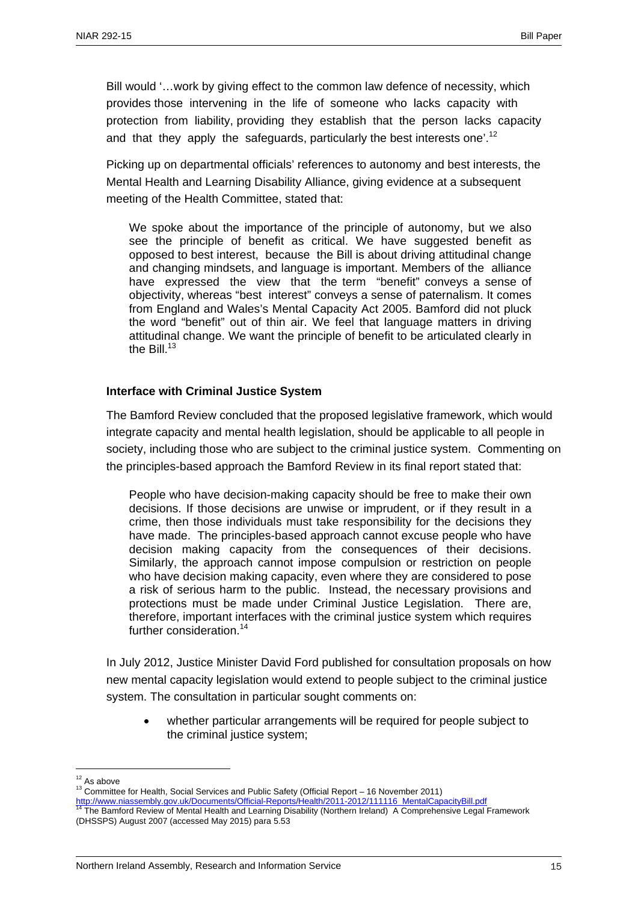Bill would '…work by giving effect to the common law defence of necessity, which provides those intervening in the life of someone who lacks capacity with protection from liability, providing they establish that the person lacks capacity and that they apply the safeguards, particularly the best interests one'.[12]

Picking up on departmental officials' references to autonomy and best interests, the Mental Health and Learning Disability Alliance, giving evidence at a subsequent meeting of the Health Committee, stated that:

> We spoke about the importance of the principle of autonomy, but we also see the principle of benefit as critical. We have suggested benefit as opposed to best interest, because the Bill is about driving attitudinal change and changing mindsets, and language is important. Members of the alliance have expressed the view that the term "benefit" conveys a sense of objectivity, whereas "best interest" conveys a sense of paternalism. It comes from England and Wales's Mental Capacity Act 2005. Bamford did not pluck the word "benefit" out of thin air. We feel that language matters in driving attitudinal change. We want the principle of benefit to be articulated clearly in the Bill.[13]

**Interface with Criminal Justice System**

The Bamford Review concluded that the proposed legislative framework, which would integrate capacity and mental health legislation, should be applicable to all people in society, including those who are subject to the criminal justice system. Commenting on the principles-based approach the Bamford Review in its final report stated that:

> People who have decision-making capacity should be free to make their own decisions. If those decisions are unwise or imprudent, or if they result in a crime, then those individuals must take responsibility for the decisions they have made. The principles-based approach cannot excuse people who have decision making capacity from the consequences of their decisions. Similarly, the approach cannot impose compulsion or restriction on people who have decision making capacity, even where they are considered to pose a risk of serious harm to the public. Instead, the necessary provisions and protections must be made under Criminal Justice Legislation. There are, therefore, important interfaces with the criminal justice system which requires further consideration.[14]

In July 2012, Justice Minister David Ford published for consultation proposals on how new mental capacity legislation would extend to people subject to the criminal justice system. The consultation in particular sought comments on:

- whether particular arrangements will be required for people subject to the criminal justice system;

---

[12] As above

[13] Committee for Health, Social Services and Public Safety (Official Report – 16 November 2011) http://www.niassembly.gov.uk/Documents/Official-Reports/Health/2011-2012/111116_MentalCapacityBill.pdf

[14] The Bamford Review of Mental Health and Learning Disability (Northern Ireland) A Comprehensive Legal Framework (DHSSPS) August 2007 (accessed May 2015) para 5.53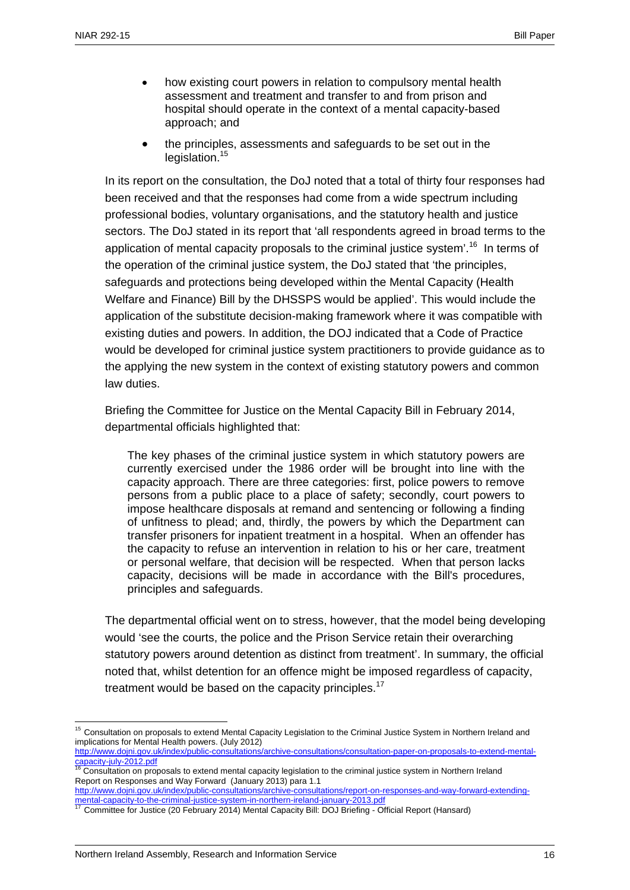- how existing court powers in relation to compulsory mental health assessment and treatment and transfer to and from prison and hospital should operate in the context of a mental capacity-based approach; and
- the principles, assessments and safeguards to be set out in the legislation.[15]

In its report on the consultation, the DoJ noted that a total of thirty four responses had been received and that the responses had come from a wide spectrum including professional bodies, voluntary organisations, and the statutory health and justice sectors. The DoJ stated in its report that 'all respondents agreed in broad terms to the application of mental capacity proposals to the criminal justice system'.[16] In terms of the operation of the criminal justice system, the DoJ stated that 'the principles, safeguards and protections being developed within the Mental Capacity (Health Welfare and Finance) Bill by the DHSSPS would be applied'. This would include the application of the substitute decision-making framework where it was compatible with existing duties and powers. In addition, the DOJ indicated that a Code of Practice would be developed for criminal justice system practitioners to provide guidance as to the applying the new system in the context of existing statutory powers and common law duties.

Briefing the Committee for Justice on the Mental Capacity Bill in February 2014, departmental officials highlighted that:

> The key phases of the criminal justice system in which statutory powers are currently exercised under the 1986 order will be brought into line with the capacity approach. There are three categories: first, police powers to remove persons from a public place to a place of safety; secondly, court powers to impose healthcare disposals at remand and sentencing or following a finding of unfitness to plead; and, thirdly, the powers by which the Department can transfer prisoners for inpatient treatment in a hospital. When an offender has the capacity to refuse an intervention in relation to his or her care, treatment or personal welfare, that decision will be respected. When that person lacks capacity, decisions will be made in accordance with the Bill's procedures, principles and safeguards.

The departmental official went on to stress, however, that the model being developing would 'see the courts, the police and the Prison Service retain their overarching statutory powers around detention as distinct from treatment'. In summary, the official noted that, whilst detention for an offence might be imposed regardless of capacity, treatment would be based on the capacity principles.[17]

---

[15] Consultation on proposals to extend Mental Capacity Legislation to the Criminal Justice System in Northern Ireland and implications for Mental Health powers. (July 2012) http://www.dojni.gov.uk/index/public-consultations/archive-consultations/consultation-paper-on-proposals-to-extend-mental-capacity-july-2012.pdf

[16] Consultation on proposals to extend mental capacity legislation to the criminal justice system in Northern Ireland Report on Responses and Way Forward (January 2013) para 1.1 http://www.dojni.gov.uk/index/public-consultations/archive-consultations/report-on-responses-and-way-forward-extending-mental-capacity-to-the-criminal-justice-system-in-northern-ireland-january-2013.pdf

[17] Committee for Justice (20 February 2014) Mental Capacity Bill: DOJ Briefing - Official Report (Hansard)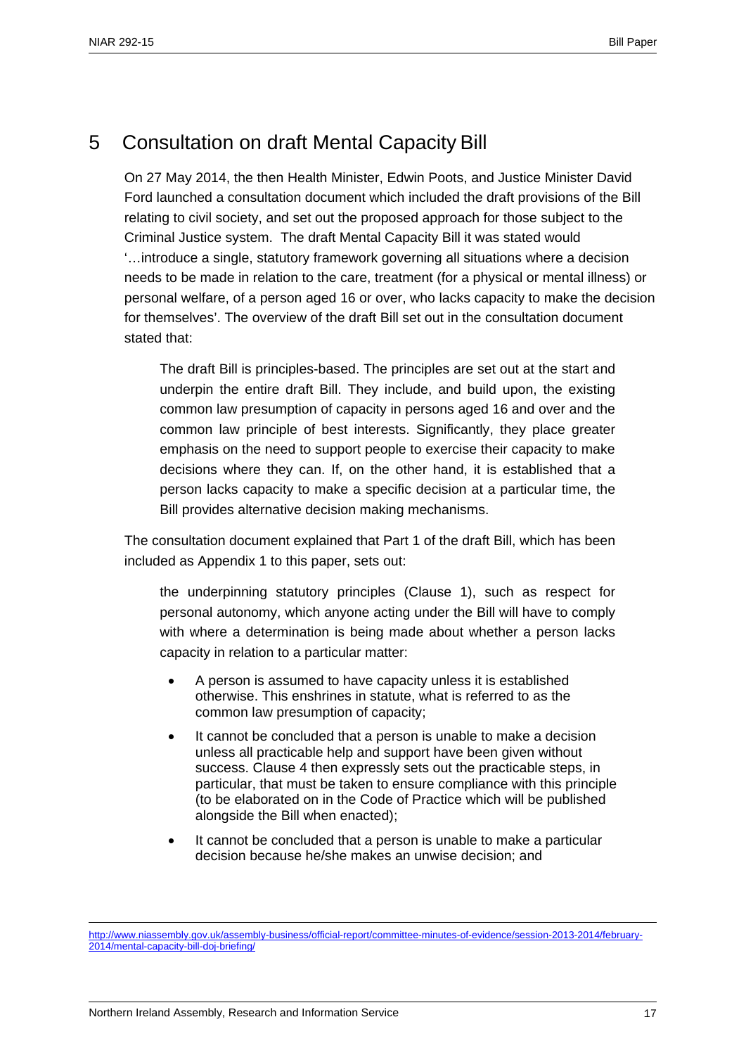## 5 Consultation on draft Mental Capacity Bill

On 27 May 2014, the then Health Minister, Edwin Poots, and Justice Minister David Ford launched a consultation document which included the draft provisions of the Bill relating to civil society, and set out the proposed approach for those subject to the Criminal Justice system. The draft Mental Capacity Bill it was stated would '…introduce a single, statutory framework governing all situations where a decision needs to be made in relation to the care, treatment (for a physical or mental illness) or personal welfare, of a person aged 16 or over, who lacks capacity to make the decision for themselves'. The overview of the draft Bill set out in the consultation document stated that:

> The draft Bill is principles-based. The principles are set out at the start and underpin the entire draft Bill. They include, and build upon, the existing common law presumption of capacity in persons aged 16 and over and the common law principle of best interests. Significantly, they place greater emphasis on the need to support people to exercise their capacity to make decisions where they can. If, on the other hand, it is established that a person lacks capacity to make a specific decision at a particular time, the Bill provides alternative decision making mechanisms.

The consultation document explained that Part 1 of the draft Bill, which has been included as Appendix 1 to this paper, sets out:

> the underpinning statutory principles (Clause 1), such as respect for personal autonomy, which anyone acting under the Bill will have to comply with where a determination is being made about whether a person lacks capacity in relation to a particular matter:
>
> - A person is assumed to have capacity unless it is established otherwise. This enshrines in statute, what is referred to as the common law presumption of capacity;
> - It cannot be concluded that a person is unable to make a decision unless all practicable help and support have been given without success. Clause 4 then expressly sets out the practicable steps, in particular, that must be taken to ensure compliance with this principle (to be elaborated on in the Code of Practice which will be published alongside the Bill when enacted);
> - It cannot be concluded that a person is unable to make a particular decision because he/she makes an unwise decision; and

---

http://www.niassembly.gov.uk/assembly-business/official-report/committee-minutes-of-evidence/session-2013-2014/february-2014/mental-capacity-bill-doj-briefing/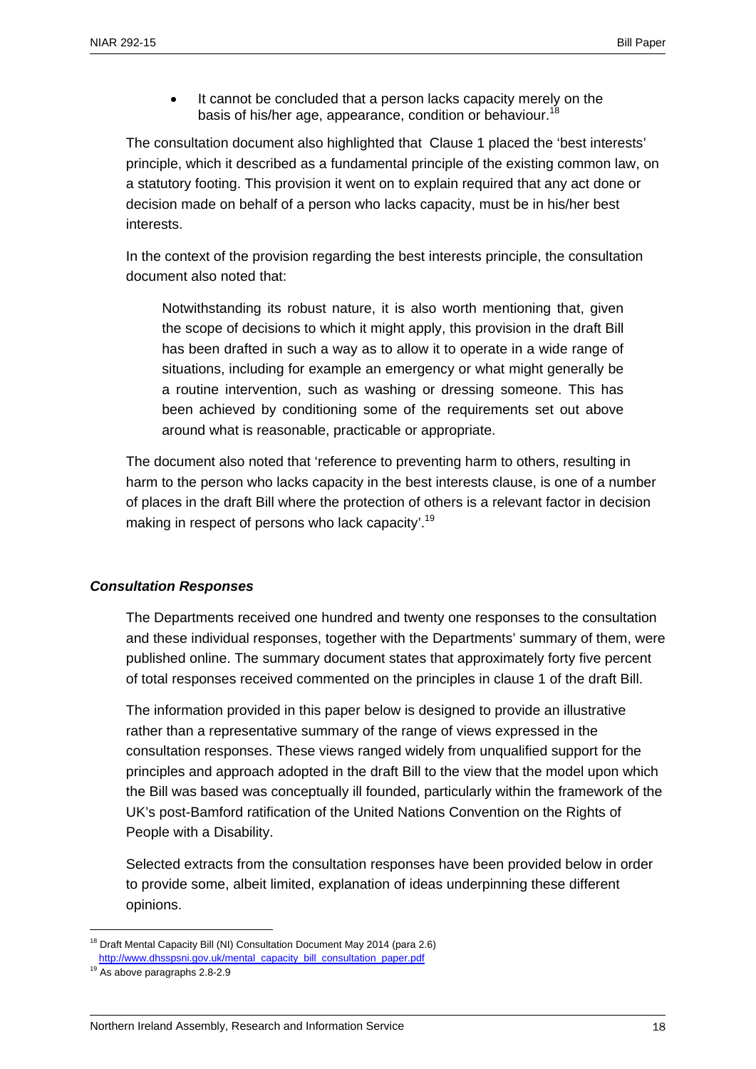- It cannot be concluded that a person lacks capacity merely on the basis of his/her age, appearance, condition or behaviour.[18]

The consultation document also highlighted that Clause 1 placed the 'best interests' principle, which it described as a fundamental principle of the existing common law, on a statutory footing. This provision it went on to explain required that any act done or decision made on behalf of a person who lacks capacity, must be in his/her best interests.

In the context of the provision regarding the best interests principle, the consultation document also noted that:

> Notwithstanding its robust nature, it is also worth mentioning that, given the scope of decisions to which it might apply, this provision in the draft Bill has been drafted in such a way as to allow it to operate in a wide range of situations, including for example an emergency or what might generally be a routine intervention, such as washing or dressing someone. This has been achieved by conditioning some of the requirements set out above around what is reasonable, practicable or appropriate.

The document also noted that 'reference to preventing harm to others, resulting in harm to the person who lacks capacity in the best interests clause, is one of a number of places in the draft Bill where the protection of others is a relevant factor in decision making in respect of persons who lack capacity'.[19]

### *Consultation Responses*

The Departments received one hundred and twenty one responses to the consultation and these individual responses, together with the Departments' summary of them, were published online. The summary document states that approximately forty five percent of total responses received commented on the principles in clause 1 of the draft Bill.

The information provided in this paper below is designed to provide an illustrative rather than a representative summary of the range of views expressed in the consultation responses. These views ranged widely from unqualified support for the principles and approach adopted in the draft Bill to the view that the model upon which the Bill was based was conceptually ill founded, particularly within the framework of the UK's post-Bamford ratification of the United Nations Convention on the Rights of People with a Disability.

Selected extracts from the consultation responses have been provided below in order to provide some, albeit limited, explanation of ideas underpinning these different opinions.

---

[18] Draft Mental Capacity Bill (NI) Consultation Document May 2014 (para 2.6) http://www.dhsspsni.gov.uk/mental_capacity_bill_consultation_paper.pdf

[19] As above paragraphs 2.8-2.9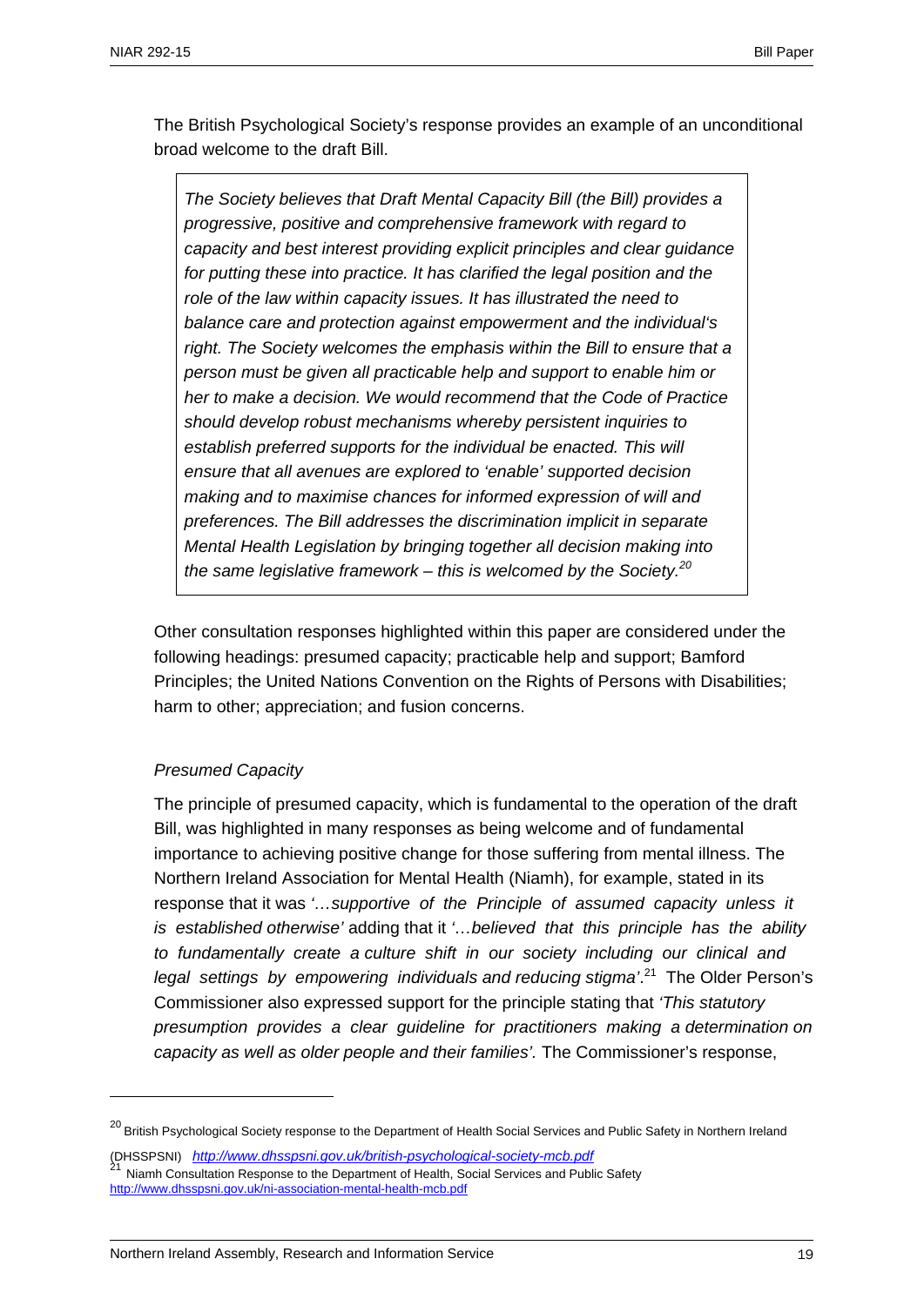The British Psychological Society's response provides an example of an unconditional broad welcome to the draft Bill.

> *The Society believes that Draft Mental Capacity Bill (the Bill) provides a progressive, positive and comprehensive framework with regard to capacity and best interest providing explicit principles and clear guidance for putting these into practice. It has clarified the legal position and the role of the law within capacity issues. It has illustrated the need to balance care and protection against empowerment and the individual's right. The Society welcomes the emphasis within the Bill to ensure that a person must be given all practicable help and support to enable him or her to make a decision. We would recommend that the Code of Practice should develop robust mechanisms whereby persistent inquiries to establish preferred supports for the individual be enacted. This will ensure that all avenues are explored to 'enable' supported decision making and to maximise chances for informed expression of will and preferences. The Bill addresses the discrimination implicit in separate Mental Health Legislation by bringing together all decision making into the same legislative framework – this is welcomed by the Society.*[20]

Other consultation responses highlighted within this paper are considered under the following headings: presumed capacity; practicable help and support; Bamford Principles; the United Nations Convention on the Rights of Persons with Disabilities; harm to other; appreciation; and fusion concerns.

*Presumed Capacity*

The principle of presumed capacity, which is fundamental to the operation of the draft Bill, was highlighted in many responses as being welcome and of fundamental importance to achieving positive change for those suffering from mental illness. The Northern Ireland Association for Mental Health (Niamh), for example, stated in its response that it was *'…supportive of the Principle of assumed capacity unless it is established otherwise'* adding that it *'…believed that this principle has the ability to fundamentally create a culture shift in our society including our clinical and legal settings by empowering individuals and reducing stigma'*.[21] The Older Person's Commissioner also expressed support for the principle stating that *'This statutory presumption provides a clear guideline for practitioners making a determination on capacity as well as older people and their families'.* The Commissioner's response,

---

[20] British Psychological Society response to the Department of Health Social Services and Public Safety in Northern Ireland (DHSSPSNI) *http://www.dhsspsni.gov.uk/british-psychological-society-mcb.pdf*

[21] Niamh Consultation Response to the Department of Health, Social Services and Public Safety http://www.dhsspsni.gov.uk/ni-association-mental-health-mcb.pdf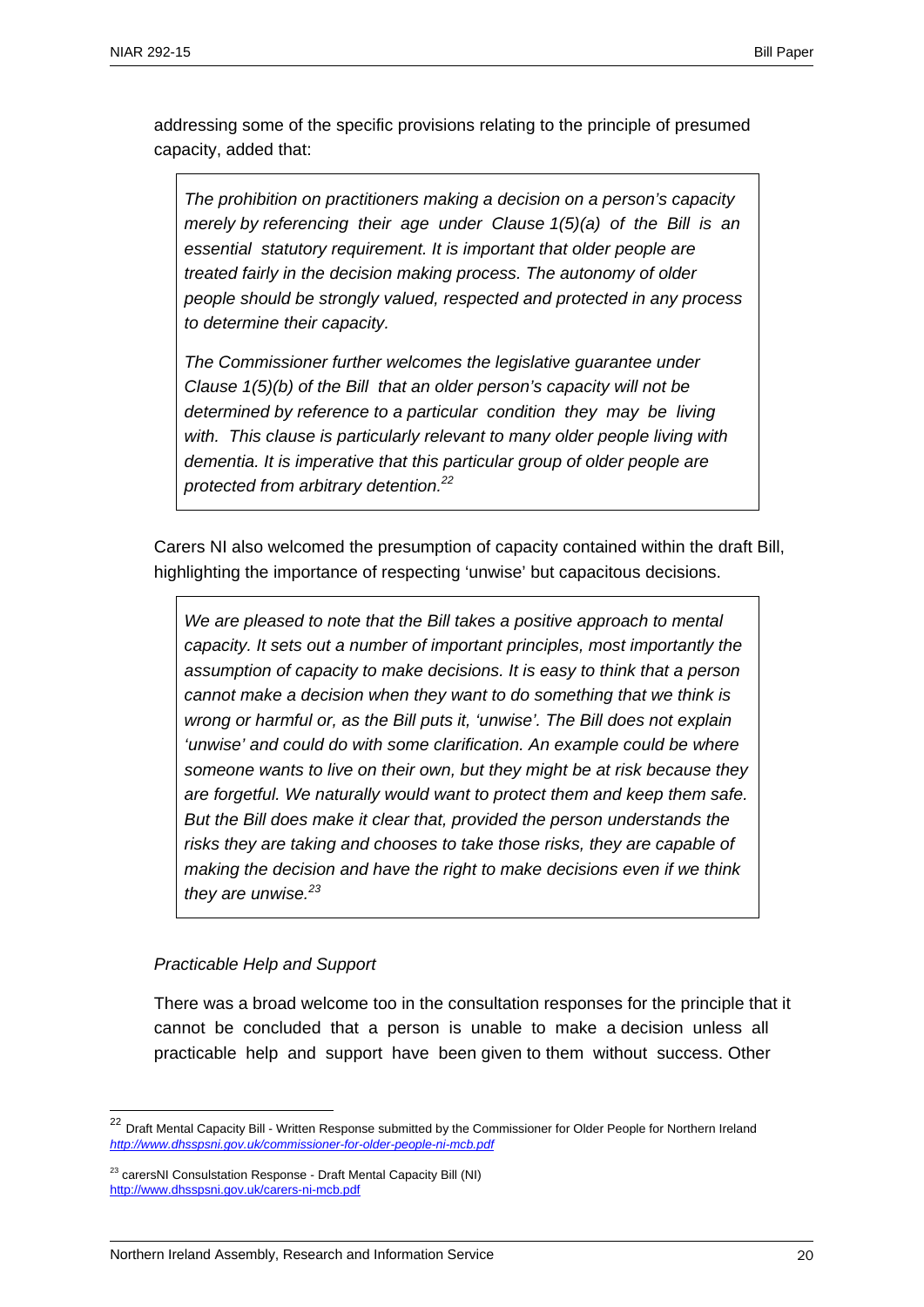addressing some of the specific provisions relating to the principle of presumed capacity, added that:

> *The prohibition on practitioners making a decision on a person's capacity merely by referencing their age under Clause 1(5)(a) of the Bill is an essential statutory requirement. It is important that older people are treated fairly in the decision making process. The autonomy of older people should be strongly valued, respected and protected in any process to determine their capacity.*
>
> *The Commissioner further welcomes the legislative guarantee under Clause 1(5)(b) of the Bill that an older person's capacity will not be determined by reference to a particular condition they may be living with. This clause is particularly relevant to many older people living with dementia. It is imperative that this particular group of older people are protected from arbitrary detention.*[22]

Carers NI also welcomed the presumption of capacity contained within the draft Bill, highlighting the importance of respecting 'unwise' but capacitous decisions.

> *We are pleased to note that the Bill takes a positive approach to mental capacity. It sets out a number of important principles, most importantly the assumption of capacity to make decisions. It is easy to think that a person cannot make a decision when they want to do something that we think is wrong or harmful or, as the Bill puts it, 'unwise'. The Bill does not explain 'unwise' and could do with some clarification. An example could be where someone wants to live on their own, but they might be at risk because they are forgetful. We naturally would want to protect them and keep them safe. But the Bill does make it clear that, provided the person understands the risks they are taking and chooses to take those risks, they are capable of making the decision and have the right to make decisions even if we think they are unwise.*[23]

*Practicable Help and Support*

There was a broad welcome too in the consultation responses for the principle that it cannot be concluded that a person is unable to make a decision unless all practicable help and support have been given to them without success. Other

---

[22] Draft Mental Capacity Bill - Written Response submitted by the Commissioner for Older People for Northern Ireland *http://www.dhsspsni.gov.uk/commissioner-for-older-people-ni-mcb.pdf*

[23] carersNI Consulstation Response - Draft Mental Capacity Bill (NI) http://www.dhsspsni.gov.uk/carers-ni-mcb.pdf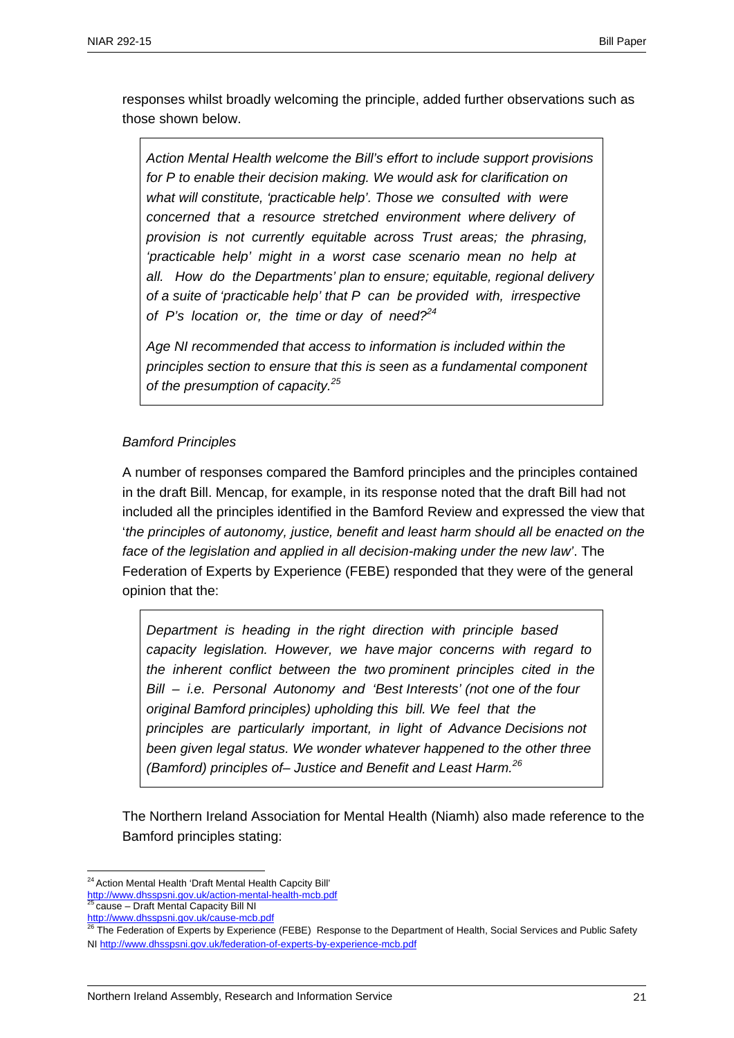responses whilst broadly welcoming the principle, added further observations such as those shown below.

> *Action Mental Health welcome the Bill's effort to include support provisions for P to enable their decision making. We would ask for clarification on what will constitute, 'practicable help'. Those we consulted with were concerned that a resource stretched environment where delivery of provision is not currently equitable across Trust areas; the phrasing, 'practicable help' might in a worst case scenario mean no help at all. How do the Departments' plan to ensure; equitable, regional delivery of a suite of 'practicable help' that P can be provided with, irrespective of P's location or, the time or day of need?*[24]
>
> *Age NI recommended that access to information is included within the principles section to ensure that this is seen as a fundamental component of the presumption of capacity.*[25]

*Bamford Principles*

A number of responses compared the Bamford principles and the principles contained in the draft Bill. Mencap, for example, in its response noted that the draft Bill had not included all the principles identified in the Bamford Review and expressed the view that '*the principles of autonomy, justice, benefit and least harm should all be enacted on the face of the legislation and applied in all decision-making under the new law*'. The Federation of Experts by Experience (FEBE) responded that they were of the general opinion that the:

> *Department is heading in the right direction with principle based capacity legislation. However, we have major concerns with regard to the inherent conflict between the two prominent principles cited in the Bill – i.e. Personal Autonomy and 'Best Interests' (not one of the four original Bamford principles) upholding this bill. We feel that the principles are particularly important, in light of Advance Decisions not been given legal status. We wonder whatever happened to the other three (Bamford) principles of– Justice and Benefit and Least Harm.*[26]

The Northern Ireland Association for Mental Health (Niamh) also made reference to the Bamford principles stating:

---

[24] Action Mental Health 'Draft Mental Health Capcity Bill' http://www.dhsspsni.gov.uk/action-mental-health-mcb.pdf

[25] cause – Draft Mental Capacity Bill NI http://www.dhsspsni.gov.uk/cause-mcb.pdf

[26] The Federation of Experts by Experience (FEBE) Response to the Department of Health, Social Services and Public Safety NI http://www.dhsspsni.gov.uk/federation-of-experts-by-experience-mcb.pdf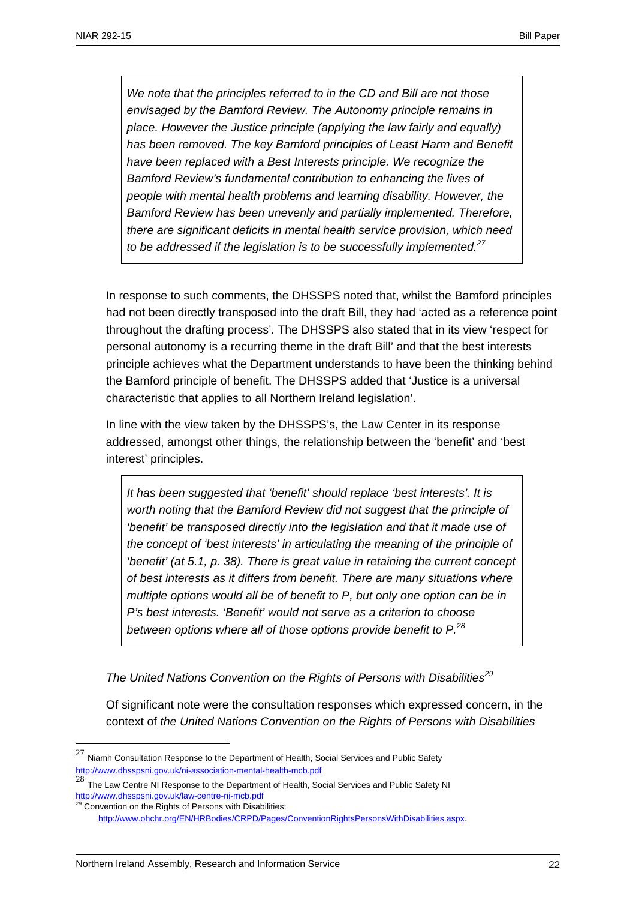> *We note that the principles referred to in the CD and Bill are not those envisaged by the Bamford Review. The Autonomy principle remains in place. However the Justice principle (applying the law fairly and equally) has been removed. The key Bamford principles of Least Harm and Benefit have been replaced with a Best Interests principle. We recognize the Bamford Review's fundamental contribution to enhancing the lives of people with mental health problems and learning disability. However, the Bamford Review has been unevenly and partially implemented. Therefore, there are significant deficits in mental health service provision, which need to be addressed if the legislation is to be successfully implemented.*[27]

In response to such comments, the DHSSPS noted that, whilst the Bamford principles had not been directly transposed into the draft Bill, they had 'acted as a reference point throughout the drafting process'. The DHSSPS also stated that in its view 'respect for personal autonomy is a recurring theme in the draft Bill' and that the best interests principle achieves what the Department understands to have been the thinking behind the Bamford principle of benefit. The DHSSPS added that 'Justice is a universal characteristic that applies to all Northern Ireland legislation'.

In line with the view taken by the DHSSPS's, the Law Center in its response addressed, amongst other things, the relationship between the 'benefit' and 'best interest' principles.

> *It has been suggested that 'benefit' should replace 'best interests'. It is worth noting that the Bamford Review did not suggest that the principle of 'benefit' be transposed directly into the legislation and that it made use of the concept of 'best interests' in articulating the meaning of the principle of 'benefit' (at 5.1, p. 38). There is great value in retaining the current concept of best interests as it differs from benefit. There are many situations where multiple options would all be of benefit to P, but only one option can be in P's best interests. 'Benefit' would not serve as a criterion to choose between options where all of those options provide benefit to P.*[28]

*The United Nations Convention on the Rights of Persons with Disabilities*[29]

Of significant note were the consultation responses which expressed concern, in the context of *the United Nations Convention on the Rights of Persons with Disabilities*

---

[27] Niamh Consultation Response to the Department of Health, Social Services and Public Safety http://www.dhsspsni.gov.uk/ni-association-mental-health-mcb.pdf

[28] The Law Centre NI Response to the Department of Health, Social Services and Public Safety NI http://www.dhsspsni.gov.uk/law-centre-ni-mcb.pdf

[29] Convention on the Rights of Persons with Disabilities: http://www.ohchr.org/EN/HRBodies/CRPD/Pages/ConventionRightsPersonsWithDisabilities.aspx.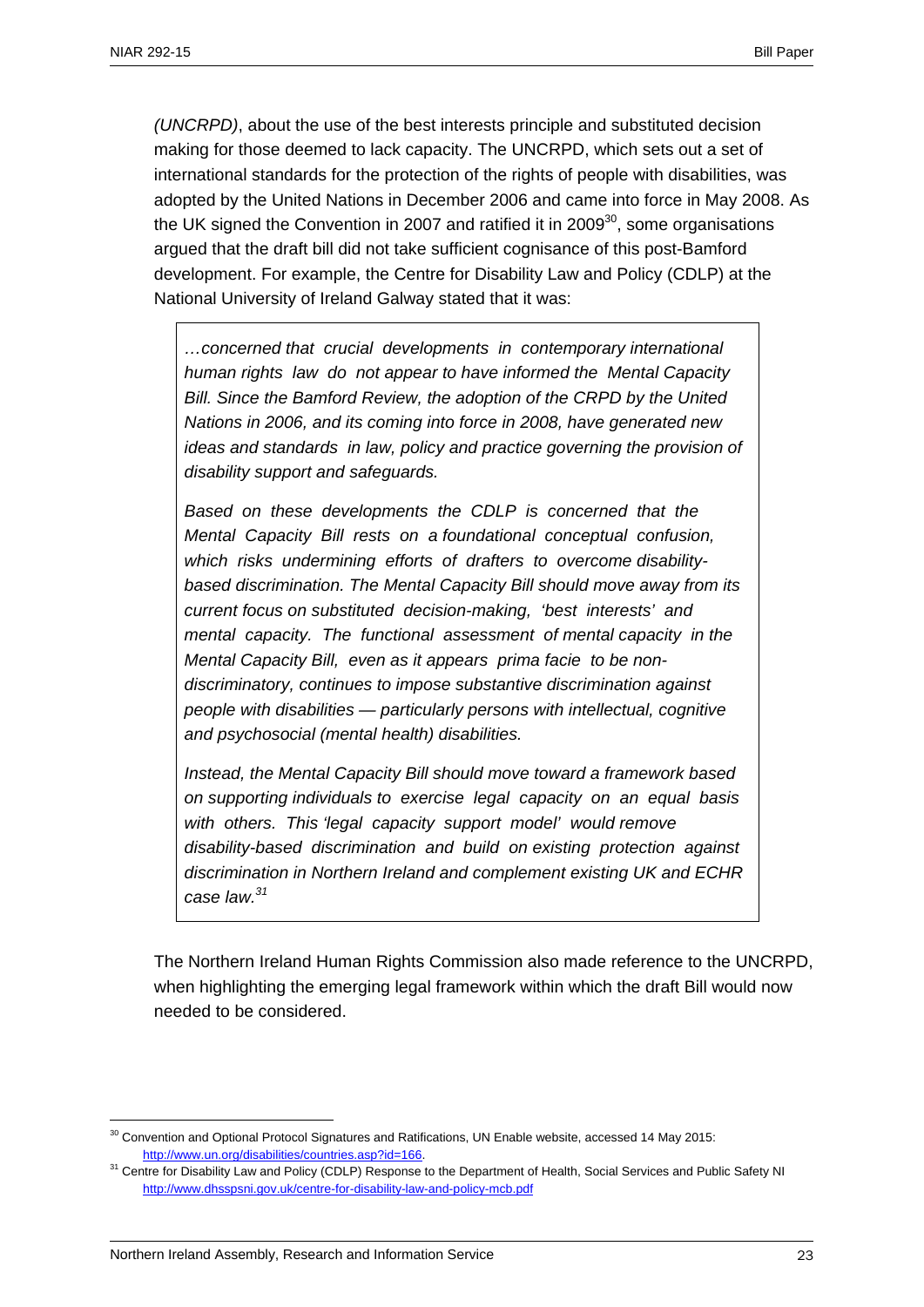*(UNCRPD)*, about the use of the best interests principle and substituted decision making for those deemed to lack capacity. The UNCRPD, which sets out a set of international standards for the protection of the rights of people with disabilities, was adopted by the United Nations in December 2006 and came into force in May 2008. As the UK signed the Convention in 2007 and ratified it in 2009[30], some organisations argued that the draft bill did not take sufficient cognisance of this post-Bamford development. For example, the Centre for Disability Law and Policy (CDLP) at the National University of Ireland Galway stated that it was:

> *…concerned that crucial developments in contemporary international human rights law do not appear to have informed the Mental Capacity Bill. Since the Bamford Review, the adoption of the CRPD by the United Nations in 2006, and its coming into force in 2008, have generated new ideas and standards in law, policy and practice governing the provision of disability support and safeguards.*
>
> *Based on these developments the CDLP is concerned that the Mental Capacity Bill rests on a foundational conceptual confusion, which risks undermining efforts of drafters to overcome disability-based discrimination. The Mental Capacity Bill should move away from its current focus on substituted decision-making, 'best interests' and mental capacity. The functional assessment of mental capacity in the Mental Capacity Bill, even as it appears prima facie to be non-discriminatory, continues to impose substantive discrimination against people with disabilities — particularly persons with intellectual, cognitive and psychosocial (mental health) disabilities.*
>
> *Instead, the Mental Capacity Bill should move toward a framework based on supporting individuals to exercise legal capacity on an equal basis with others. This 'legal capacity support model' would remove disability-based discrimination and build on existing protection against discrimination in Northern Ireland and complement existing UK and ECHR case law.*[31]

The Northern Ireland Human Rights Commission also made reference to the UNCRPD, when highlighting the emerging legal framework within which the draft Bill would now needed to be considered.

---

[30] Convention and Optional Protocol Signatures and Ratifications, UN Enable website, accessed 14 May 2015: http://www.un.org/disabilities/countries.asp?id=166.

[31] Centre for Disability Law and Policy (CDLP) Response to the Department of Health, Social Services and Public Safety NI http://www.dhsspsni.gov.uk/centre-for-disability-law-and-policy-mcb.pdf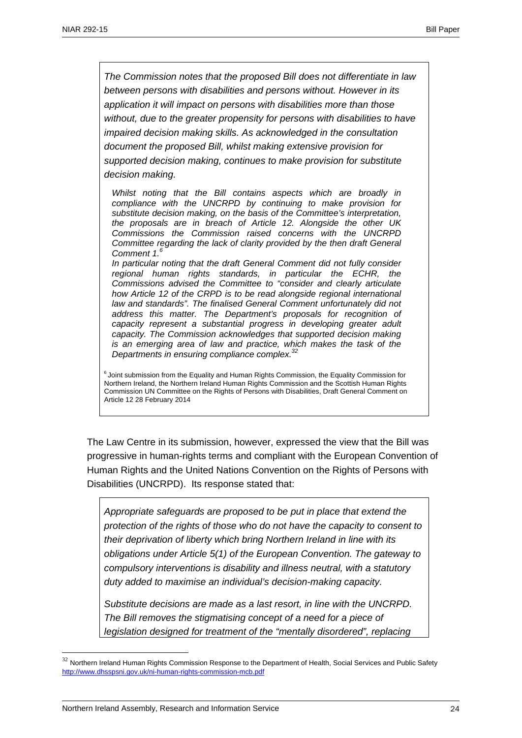> *The Commission notes that the proposed Bill does not differentiate in law between persons with disabilities and persons without. However in its application it will impact on persons with disabilities more than those without, due to the greater propensity for persons with disabilities to have impaired decision making skills. As acknowledged in the consultation document the proposed Bill, whilst making extensive provision for supported decision making, continues to make provision for substitute decision making.*
>
> *Whilst noting that the Bill contains aspects which are broadly in compliance with the UNCRPD by continuing to make provision for substitute decision making, on the basis of the Committee's interpretation, the proposals are in breach of Article 12. Alongside the other UK Commissions the Commission raised concerns with the UNCRPD Committee regarding the lack of clarity provided by the then draft General Comment 1.*[6]
>
> *In particular noting that the draft General Comment did not fully consider regional human rights standards, in particular the ECHR, the Commissions advised the Committee to "consider and clearly articulate how Article 12 of the CRPD is to be read alongside regional international law and standards". The finalised General Comment unfortunately did not address this matter. The Department's proposals for recognition of capacity represent a substantial progress in developing greater adult capacity. The Commission acknowledges that supported decision making is an emerging area of law and practice, which makes the task of the Departments in ensuring compliance complex.*[32]
>
> [6] Joint submission from the Equality and Human Rights Commission, the Equality Commission for Northern Ireland, the Northern Ireland Human Rights Commission and the Scottish Human Rights Commission UN Committee on the Rights of Persons with Disabilities, Draft General Comment on Article 12 28 February 2014

The Law Centre in its submission, however, expressed the view that the Bill was progressive in human-rights terms and compliant with the European Convention of Human Rights and the United Nations Convention on the Rights of Persons with Disabilities (UNCRPD). Its response stated that:

> *Appropriate safeguards are proposed to be put in place that extend the protection of the rights of those who do not have the capacity to consent to their deprivation of liberty which bring Northern Ireland in line with its obligations under Article 5(1) of the European Convention. The gateway to compulsory interventions is disability and illness neutral, with a statutory duty added to maximise an individual's decision-making capacity.*
>
> *Substitute decisions are made as a last resort, in line with the UNCRPD. The Bill removes the stigmatising concept of a need for a piece of legislation designed for treatment of the "mentally disordered", replacing*

[32] Northern Ireland Human Rights Commission Response to the Department of Health, Social Services and Public Safety http://www.dhsspsni.gov.uk/ni-human-rights-commission-mcb.pdf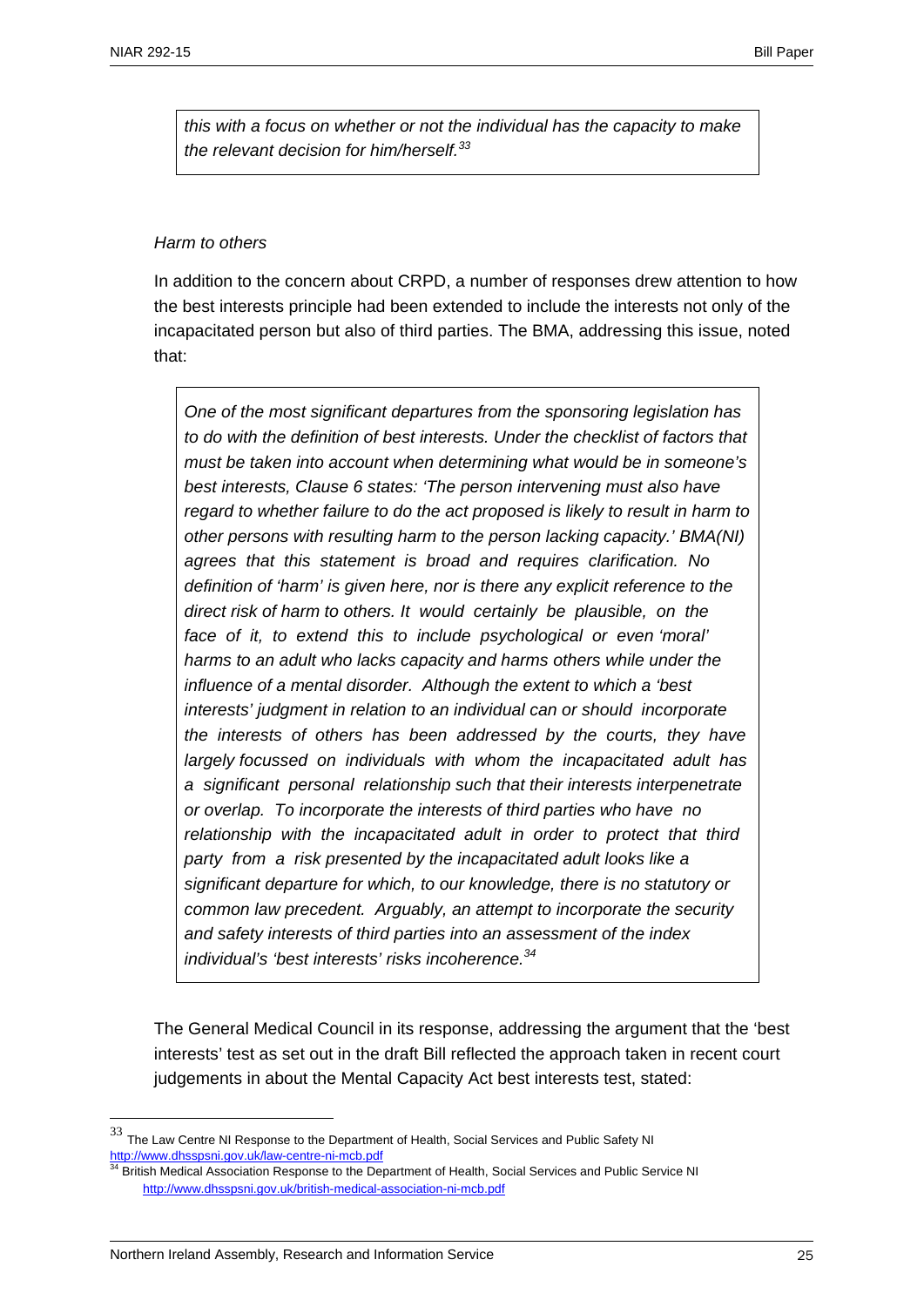> *this with a focus on whether or not the individual has the capacity to make the relevant decision for him/herself.*[33]

*Harm to others*

In addition to the concern about CRPD, a number of responses drew attention to how the best interests principle had been extended to include the interests not only of the incapacitated person but also of third parties. The BMA, addressing this issue, noted that:

> *One of the most significant departures from the sponsoring legislation has to do with the definition of best interests. Under the checklist of factors that must be taken into account when determining what would be in someone's best interests, Clause 6 states: 'The person intervening must also have regard to whether failure to do the act proposed is likely to result in harm to other persons with resulting harm to the person lacking capacity.' BMA(NI) agrees that this statement is broad and requires clarification. No definition of 'harm' is given here, nor is there any explicit reference to the direct risk of harm to others. It would certainly be plausible, on the face of it, to extend this to include psychological or even 'moral' harms to an adult who lacks capacity and harms others while under the influence of a mental disorder. Although the extent to which a 'best interests' judgment in relation to an individual can or should incorporate the interests of others has been addressed by the courts, they have largely focussed on individuals with whom the incapacitated adult has a significant personal relationship such that their interests interpenetrate or overlap. To incorporate the interests of third parties who have no relationship with the incapacitated adult in order to protect that third party from a risk presented by the incapacitated adult looks like a significant departure for which, to our knowledge, there is no statutory or common law precedent. Arguably, an attempt to incorporate the security and safety interests of third parties into an assessment of the index individual's 'best interests' risks incoherence.*[34]

The General Medical Council in its response, addressing the argument that the 'best interests' test as set out in the draft Bill reflected the approach taken in recent court judgements in about the Mental Capacity Act best interests test, stated:

---

[33] The Law Centre NI Response to the Department of Health, Social Services and Public Safety NI http://www.dhsspsni.gov.uk/law-centre-ni-mcb.pdf

[34] British Medical Association Response to the Department of Health, Social Services and Public Service NI http://www.dhsspsni.gov.uk/british-medical-association-ni-mcb.pdf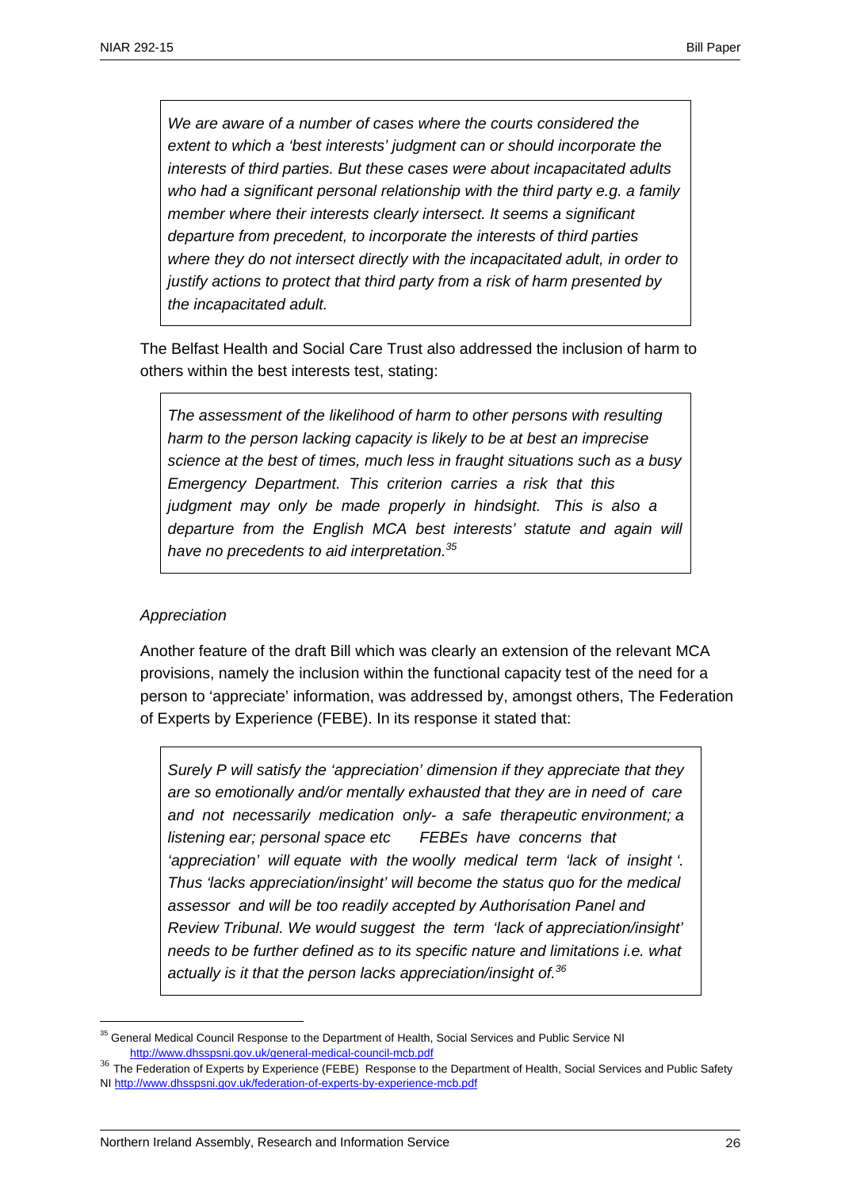> *We are aware of a number of cases where the courts considered the extent to which a 'best interests' judgment can or should incorporate the interests of third parties. But these cases were about incapacitated adults who had a significant personal relationship with the third party e.g. a family member where their interests clearly intersect. It seems a significant departure from precedent, to incorporate the interests of third parties where they do not intersect directly with the incapacitated adult, in order to justify actions to protect that third party from a risk of harm presented by the incapacitated adult.*

The Belfast Health and Social Care Trust also addressed the inclusion of harm to others within the best interests test, stating:

> *The assessment of the likelihood of harm to other persons with resulting harm to the person lacking capacity is likely to be at best an imprecise science at the best of times, much less in fraught situations such as a busy Emergency Department. This criterion carries a risk that this judgment may only be made properly in hindsight. This is also a departure from the English MCA best interests' statute and again will have no precedents to aid interpretation.*[35]

*Appreciation*

Another feature of the draft Bill which was clearly an extension of the relevant MCA provisions, namely the inclusion within the functional capacity test of the need for a person to 'appreciate' information, was addressed by, amongst others, The Federation of Experts by Experience (FEBE). In its response it stated that:

> *Surely P will satisfy the 'appreciation' dimension if they appreciate that they are so emotionally and/or mentally exhausted that they are in need of care and not necessarily medication only- a safe therapeutic environment; a listening ear; personal space etc FEBEs have concerns that 'appreciation' will equate with the woolly medical term 'lack of insight'. Thus 'lacks appreciation/insight' will become the status quo for the medical assessor and will be too readily accepted by Authorisation Panel and Review Tribunal. We would suggest the term 'lack of appreciation/insight' needs to be further defined as to its specific nature and limitations i.e. what actually is it that the person lacks appreciation/insight of.*[36]

---

[35] General Medical Council Response to the Department of Health, Social Services and Public Service NI http://www.dhsspsni.gov.uk/general-medical-council-mcb.pdf

[36] The Federation of Experts by Experience (FEBE) Response to the Department of Health, Social Services and Public Safety NI http://www.dhsspsni.gov.uk/federation-of-experts-by-experience-mcb.pdf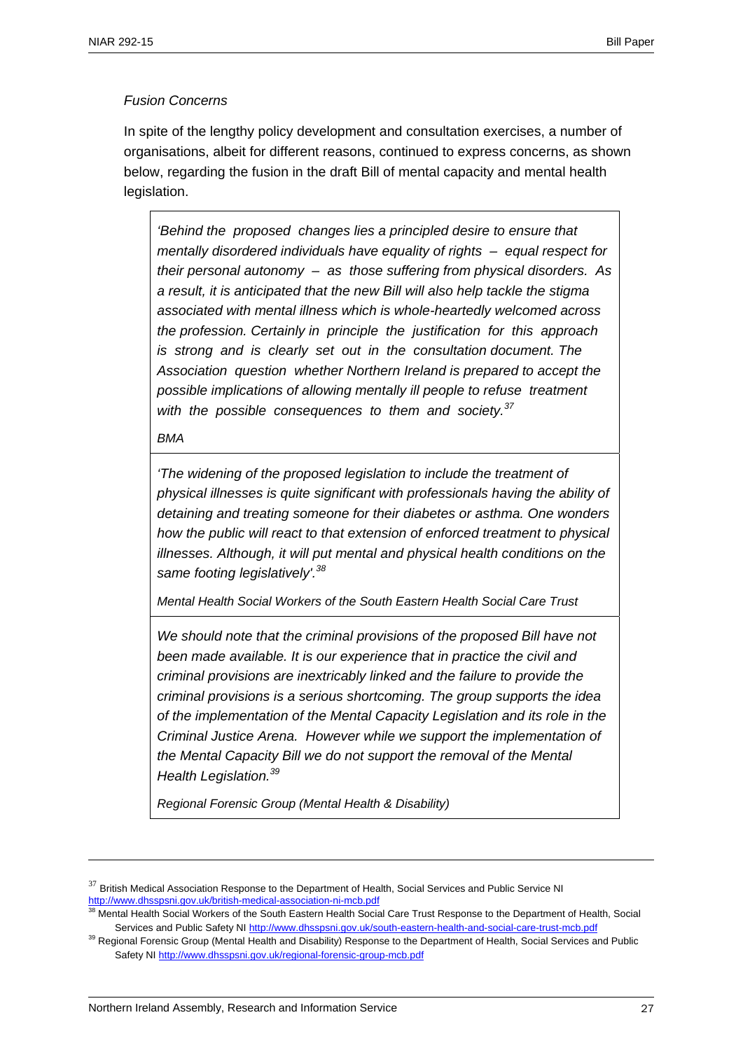*Fusion Concerns*

In spite of the lengthy policy development and consultation exercises, a number of organisations, albeit for different reasons, continued to express concerns, as shown below, regarding the fusion in the draft Bill of mental capacity and mental health legislation.

> *'Behind the proposed changes lies a principled desire to ensure that mentally disordered individuals have equality of rights – equal respect for their personal autonomy – as those suffering from physical disorders. As a result, it is anticipated that the new Bill will also help tackle the stigma associated with mental illness which is whole-heartedly welcomed across the profession. Certainly in principle the justification for this approach is strong and is clearly set out in the consultation document. The Association question whether Northern Ireland is prepared to accept the possible implications of allowing mentally ill people to refuse treatment with the possible consequences to them and society.*[37]
>
> *BMA*

> *'The widening of the proposed legislation to include the treatment of physical illnesses is quite significant with professionals having the ability of detaining and treating someone for their diabetes or asthma. One wonders how the public will react to that extension of enforced treatment to physical illnesses. Although, it will put mental and physical health conditions on the same footing legislatively'.*[38]
>
> *Mental Health Social Workers of the South Eastern Health Social Care Trust*

> *We should note that the criminal provisions of the proposed Bill have not been made available. It is our experience that in practice the civil and criminal provisions are inextricably linked and the failure to provide the criminal provisions is a serious shortcoming. The group supports the idea of the implementation of the Mental Capacity Legislation and its role in the Criminal Justice Arena. However while we support the implementation of the Mental Capacity Bill we do not support the removal of the Mental Health Legislation.*[39]
>
> *Regional Forensic Group (Mental Health & Disability)*

---

[37] British Medical Association Response to the Department of Health, Social Services and Public Service NI http://www.dhsspsni.gov.uk/british-medical-association-ni-mcb.pdf

[38] Mental Health Social Workers of the South Eastern Health Social Care Trust Response to the Department of Health, Social Services and Public Safety NI http://www.dhsspsni.gov.uk/south-eastern-health-and-social-care-trust-mcb.pdf

[39] Regional Forensic Group (Mental Health and Disability) Response to the Department of Health, Social Services and Public Safety NI http://www.dhsspsni.gov.uk/regional-forensic-group-mcb.pdf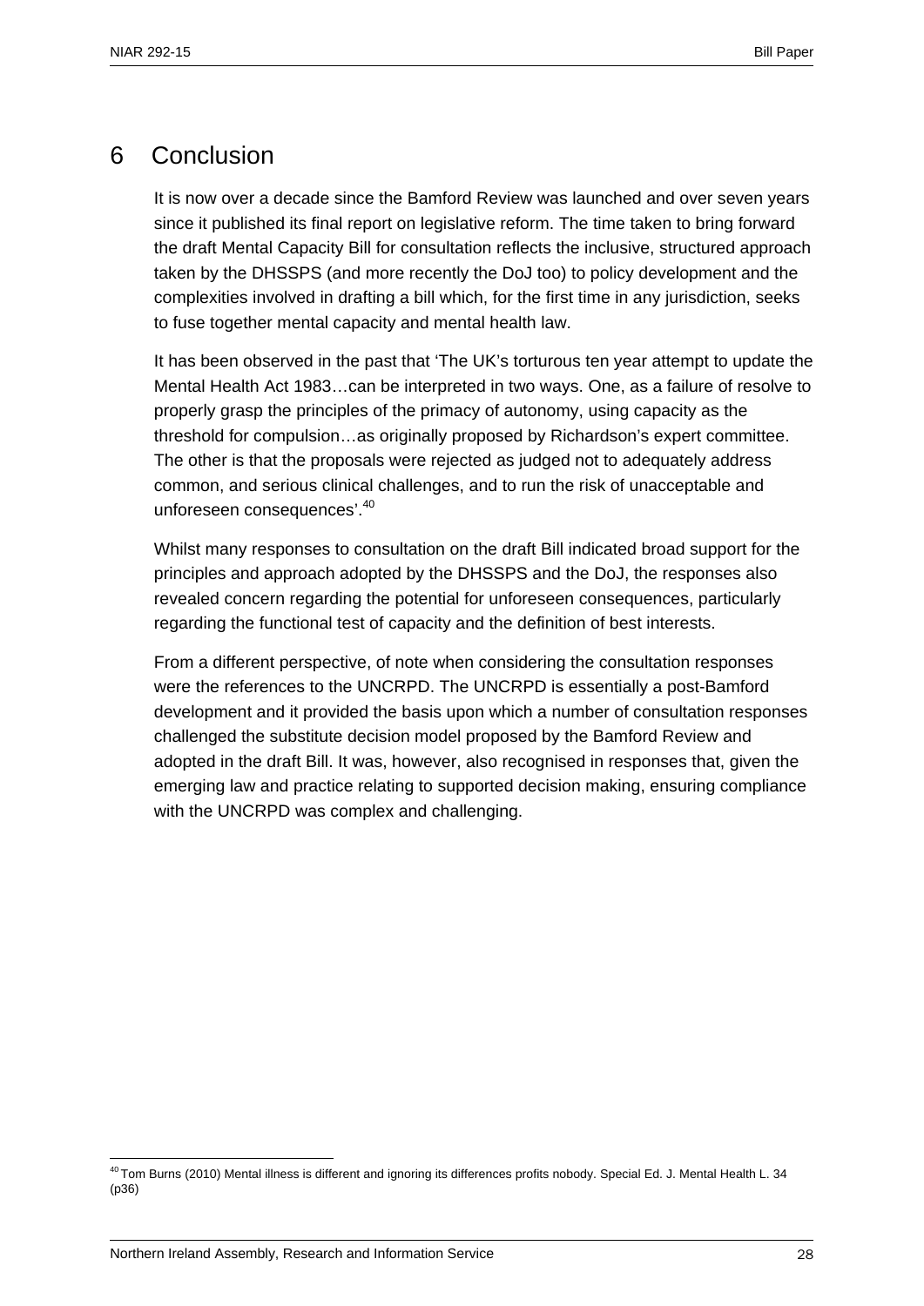# 6 Conclusion

It is now over a decade since the Bamford Review was launched and over seven years since it published its final report on legislative reform. The time taken to bring forward the draft Mental Capacity Bill for consultation reflects the inclusive, structured approach taken by the DHSSPS (and more recently the DoJ too) to policy development and the complexities involved in drafting a bill which, for the first time in any jurisdiction, seeks to fuse together mental capacity and mental health law.

It has been observed in the past that 'The UK's torturous ten year attempt to update the Mental Health Act 1983…can be interpreted in two ways. One, as a failure of resolve to properly grasp the principles of the primacy of autonomy, using capacity as the threshold for compulsion…as originally proposed by Richardson's expert committee. The other is that the proposals were rejected as judged not to adequately address common, and serious clinical challenges, and to run the risk of unacceptable and unforeseen consequences'.[40]

Whilst many responses to consultation on the draft Bill indicated broad support for the principles and approach adopted by the DHSSPS and the DoJ, the responses also revealed concern regarding the potential for unforeseen consequences, particularly regarding the functional test of capacity and the definition of best interests.

From a different perspective, of note when considering the consultation responses were the references to the UNCRPD. The UNCRPD is essentially a post-Bamford development and it provided the basis upon which a number of consultation responses challenged the substitute decision model proposed by the Bamford Review and adopted in the draft Bill. It was, however, also recognised in responses that, given the emerging law and practice relating to supported decision making, ensuring compliance with the UNCRPD was complex and challenging.

[40] Tom Burns (2010) Mental illness is different and ignoring its differences profits nobody. Special Ed. J. Mental Health L. 34 (p36)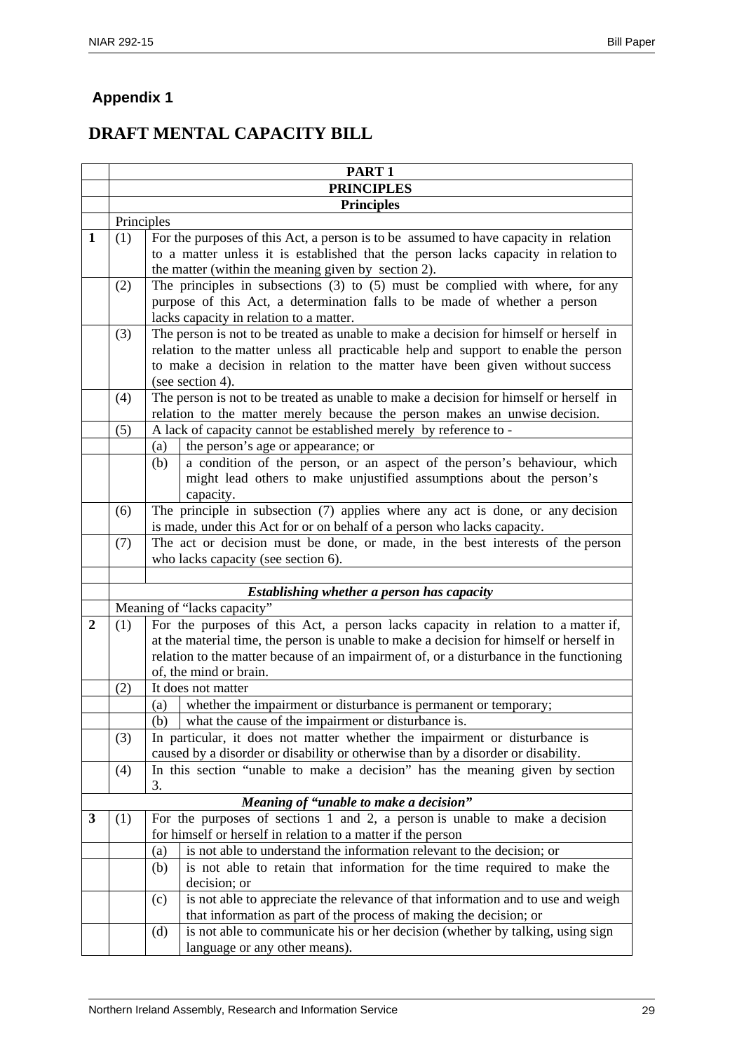## Appendix 1

# DRAFT MENTAL CAPACITY BILL

| | | | |
|---|---|---|---|
| | **PART 1** | | |
| | **PRINCIPLES** | | |
| | **Principles** | | |
| | Principles | | |
| **1** | (1) | For the purposes of this Act, a person is to be assumed to have capacity in relation to a matter unless it is established that the person lacks capacity in relation to the matter (within the meaning given by section 2). | |
| | (2) | The principles in subsections (3) to (5) must be complied with where, for any purpose of this Act, a determination falls to be made of whether a person lacks capacity in relation to a matter. | |
| | (3) | The person is not to be treated as unable to make a decision for himself or herself in relation to the matter unless all practicable help and support to enable the person to make a decision in relation to the matter have been given without success (see section 4). | |
| | (4) | The person is not to be treated as unable to make a decision for himself or herself in relation to the matter merely because the person makes an unwise decision. | |
| | (5) | A lack of capacity cannot be established merely by reference to - | |
| | | (a) | the person's age or appearance; or |
| | | (b) | a condition of the person, or an aspect of the person's behaviour, which might lead others to make unjustified assumptions about the person's capacity. |
| | (6) | The principle in subsection (7) applies where any act is done, or any decision is made, under this Act for or on behalf of a person who lacks capacity. | |
| | (7) | The act or decision must be done, or made, in the best interests of the person who lacks capacity (see section 6). | |
| | | | |
| | ***Establishing whether a person has capacity*** | | |
| | Meaning of "lacks capacity" | | |
| **2** | (1) | For the purposes of this Act, a person lacks capacity in relation to a matter if, at the material time, the person is unable to make a decision for himself or herself in relation to the matter because of an impairment of, or a disturbance in the functioning of, the mind or brain. | |
| | (2) | It does not matter | |
| | | (a) | whether the impairment or disturbance is permanent or temporary; |
| | | (b) | what the cause of the impairment or disturbance is. |
| | (3) | In particular, it does not matter whether the impairment or disturbance is caused by a disorder or disability or otherwise than by a disorder or disability. | |
| | (4) | In this section "unable to make a decision" has the meaning given by section 3. | |
| ***Meaning of "unable to make a decision"*** | | | |
| **3** | (1) | For the purposes of sections 1 and 2, a person is unable to make a decision for himself or herself in relation to a matter if the person | |
| | | (a) | is not able to understand the information relevant to the decision; or |
| | | (b) | is not able to retain that information for the time required to make the decision; or |
| | | (c) | is not able to appreciate the relevance of that information and to use and weigh that information as part of the process of making the decision; or |
| | | (d) | is not able to communicate his or her decision (whether by talking, using sign language or any other means). |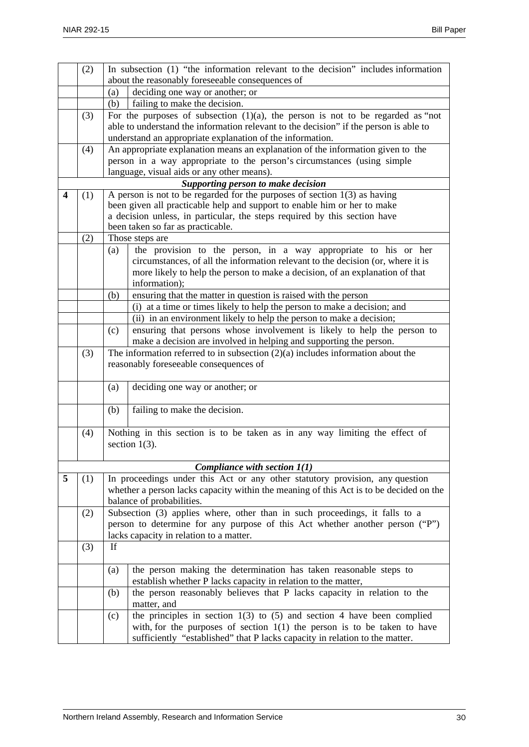| | | | |
|---|---|---|---|
| | (2) | In subsection (1) "the information relevant to the decision" includes information about the reasonably foreseeable consequences of | |
| | | (a) | deciding one way or another; or |
| | | (b) | failing to make the decision. |
| | (3) | For the purposes of subsection (1)(a), the person is not to be regarded as "not able to understand the information relevant to the decision" if the person is able to understand an appropriate explanation of the information. | |
| | (4) | An appropriate explanation means an explanation of the information given to the person in a way appropriate to the person's circumstances (using simple language, visual aids or any other means). | |
| | | ***Supporting person to make decision*** | |
| **4** | (1) | A person is not to be regarded for the purposes of section 1(3) as having been given all practicable help and support to enable him or her to make a decision unless, in particular, the steps required by this section have been taken so far as practicable. | |
| | (2) | Those steps are | |
| | | (a) | the provision to the person, in a way appropriate to his or her circumstances, of all the information relevant to the decision (or, where it is more likely to help the person to make a decision, of an explanation of that information); |
| | | (b) | ensuring that the matter in question is raised with the person |
| | | | (i) at a time or times likely to help the person to make a decision; and |
| | | | (ii) in an environment likely to help the person to make a decision; |
| | | (c) | ensuring that persons whose involvement is likely to help the person to make a decision are involved in helping and supporting the person. |
| | (3) | The information referred to in subsection (2)(a) includes information about the reasonably foreseeable consequences of | |
| | | (a) | deciding one way or another; or |
| | | (b) | failing to make the decision. |
| | (4) | Nothing in this section is to be taken as in any way limiting the effect of section 1(3). | |
| | | ***Compliance with section 1(1)*** | |
| **5** | (1) | In proceedings under this Act or any other statutory provision, any question whether a person lacks capacity within the meaning of this Act is to be decided on the balance of probabilities. | |
| | (2) | Subsection (3) applies where, other than in such proceedings, it falls to a person to determine for any purpose of this Act whether another person ("P") lacks capacity in relation to a matter. | |
| | (3) | If | |
| | | (a) | the person making the determination has taken reasonable steps to establish whether P lacks capacity in relation to the matter, |
| | | (b) | the person reasonably believes that P lacks capacity in relation to the matter, and |
| | | (c) | the principles in section 1(3) to (5) and section 4 have been complied with, for the purposes of section 1(1) the person is to be taken to have sufficiently "established" that P lacks capacity in relation to the matter. |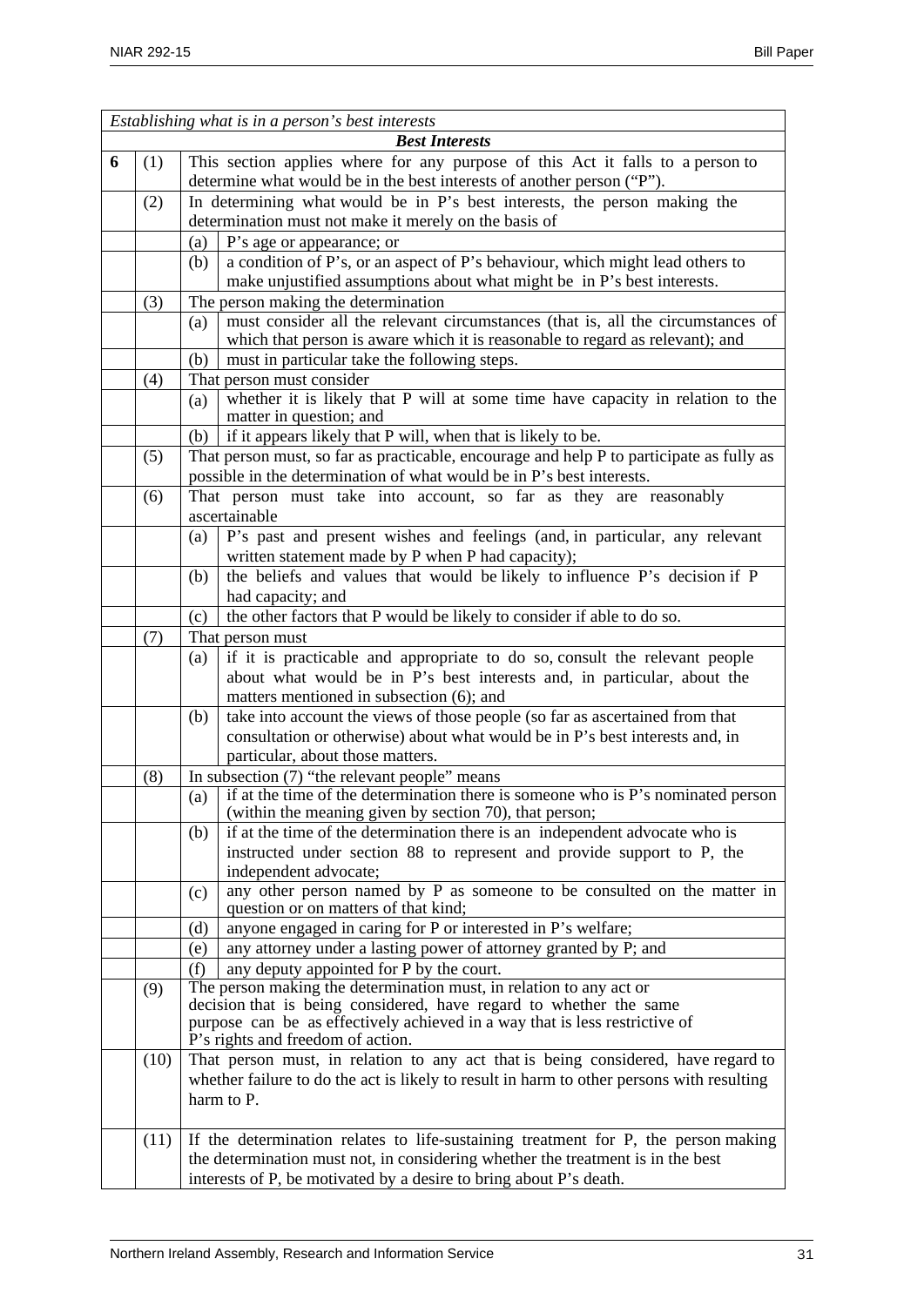| *Establishing what is in a person's best interests* | | | |
|---|---|---|---|
| | | **Best Interests** | |
| **6** | (1) | This section applies where for any purpose of this Act it falls to a person to determine what would be in the best interests of another person ("P"). | |
| | (2) | In determining what would be in P's best interests, the person making the determination must not make it merely on the basis of | |
| | | (a) | P's age or appearance; or |
| | | (b) | a condition of P's, or an aspect of P's behaviour, which might lead others to make unjustified assumptions about what might be in P's best interests. |
| | (3) | The person making the determination | |
| | | (a) | must consider all the relevant circumstances (that is, all the circumstances of which that person is aware which it is reasonable to regard as relevant); and |
| | | (b) | must in particular take the following steps. |
| | (4) | That person must consider | |
| | | (a) | whether it is likely that P will at some time have capacity in relation to the matter in question; and |
| | | (b) | if it appears likely that P will, when that is likely to be. |
| | (5) | That person must, so far as practicable, encourage and help P to participate as fully as possible in the determination of what would be in P's best interests. | |
| | (6) | That person must take into account, so far as they are reasonably ascertainable | |
| | | (a) | P's past and present wishes and feelings (and, in particular, any relevant written statement made by P when P had capacity); |
| | | (b) | the beliefs and values that would be likely to influence P's decision if P had capacity; and |
| | | (c) | the other factors that P would be likely to consider if able to do so. |
| | (7) | That person must | |
| | | (a) | if it is practicable and appropriate to do so, consult the relevant people about what would be in P's best interests and, in particular, about the matters mentioned in subsection (6); and |
| | | (b) | take into account the views of those people (so far as ascertained from that consultation or otherwise) about what would be in P's best interests and, in particular, about those matters. |
| | (8) | In subsection (7) "the relevant people" means | |
| | | (a) | if at the time of the determination there is someone who is P's nominated person (within the meaning given by section 70), that person; |
| | | (b) | if at the time of the determination there is an independent advocate who is instructed under section 88 to represent and provide support to P, the independent advocate; |
| | | (c) | any other person named by P as someone to be consulted on the matter in question or on matters of that kind; |
| | | (d) | anyone engaged in caring for P or interested in P's welfare; |
| | | (e) | any attorney under a lasting power of attorney granted by P; and |
| | | (f) | any deputy appointed for P by the court. |
| | (9) | The person making the determination must, in relation to any act or decision that is being considered, have regard to whether the same purpose can be as effectively achieved in a way that is less restrictive of P's rights and freedom of action. | |
| | (10) | That person must, in relation to any act that is being considered, have regard to whether failure to do the act is likely to result in harm to other persons with resulting harm to P. | |
| | (11) | If the determination relates to life-sustaining treatment for P, the person making the determination must not, in considering whether the treatment is in the best interests of P, be motivated by a desire to bring about P's death. | |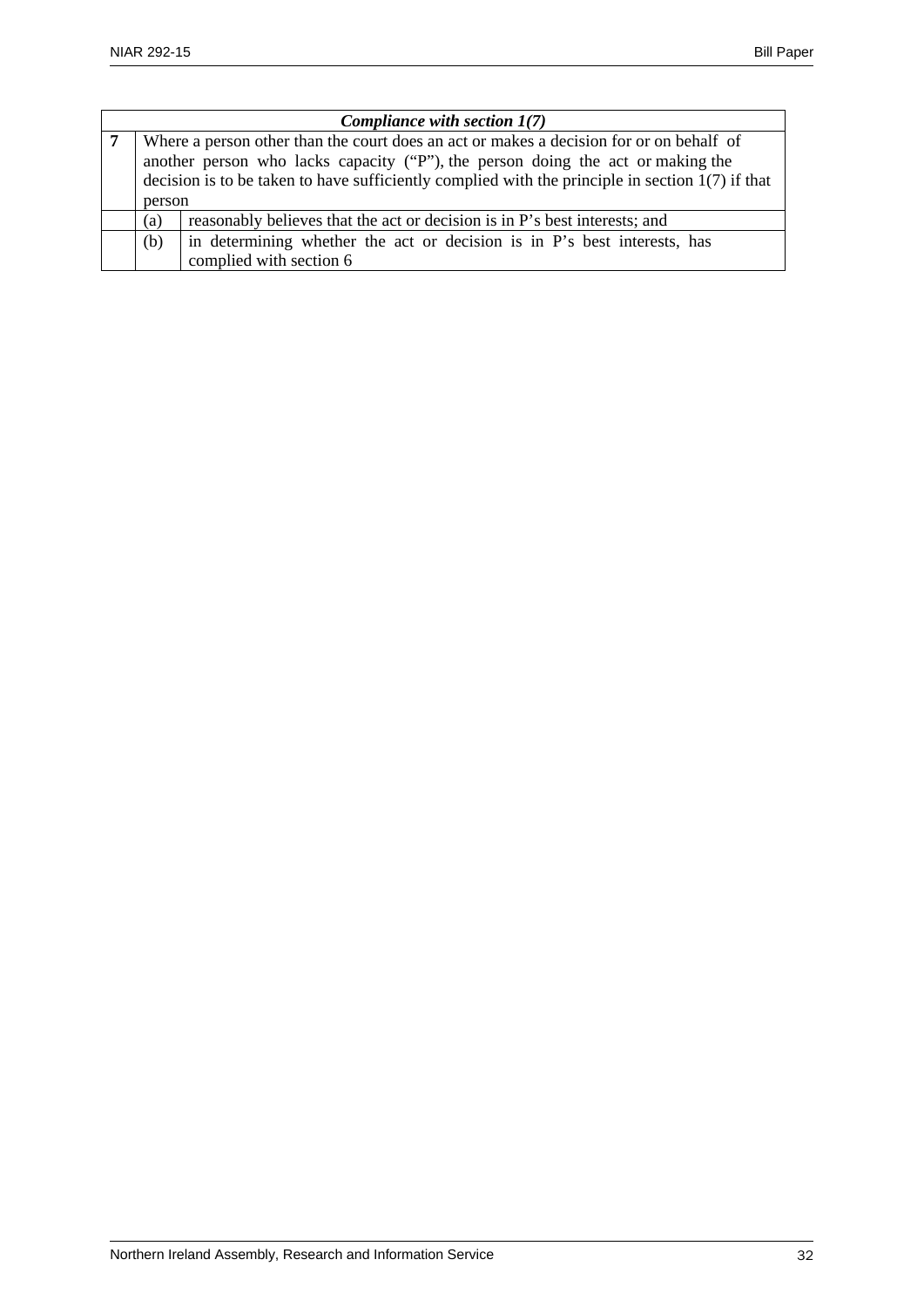| | | |
|---|---|---|
| | ***Compliance with section 1(7)*** | |
| **7** | Where a person other than the court does an act or makes a decision for or on behalf of another person who lacks capacity ("P"), the person doing the act or making the decision is to be taken to have sufficiently complied with the principle in section 1(7) if that person | |
| | (a) | reasonably believes that the act or decision is in P's best interests; and |
| | (b) | in determining whether the act or decision is in P's best interests, has complied with section 6 |